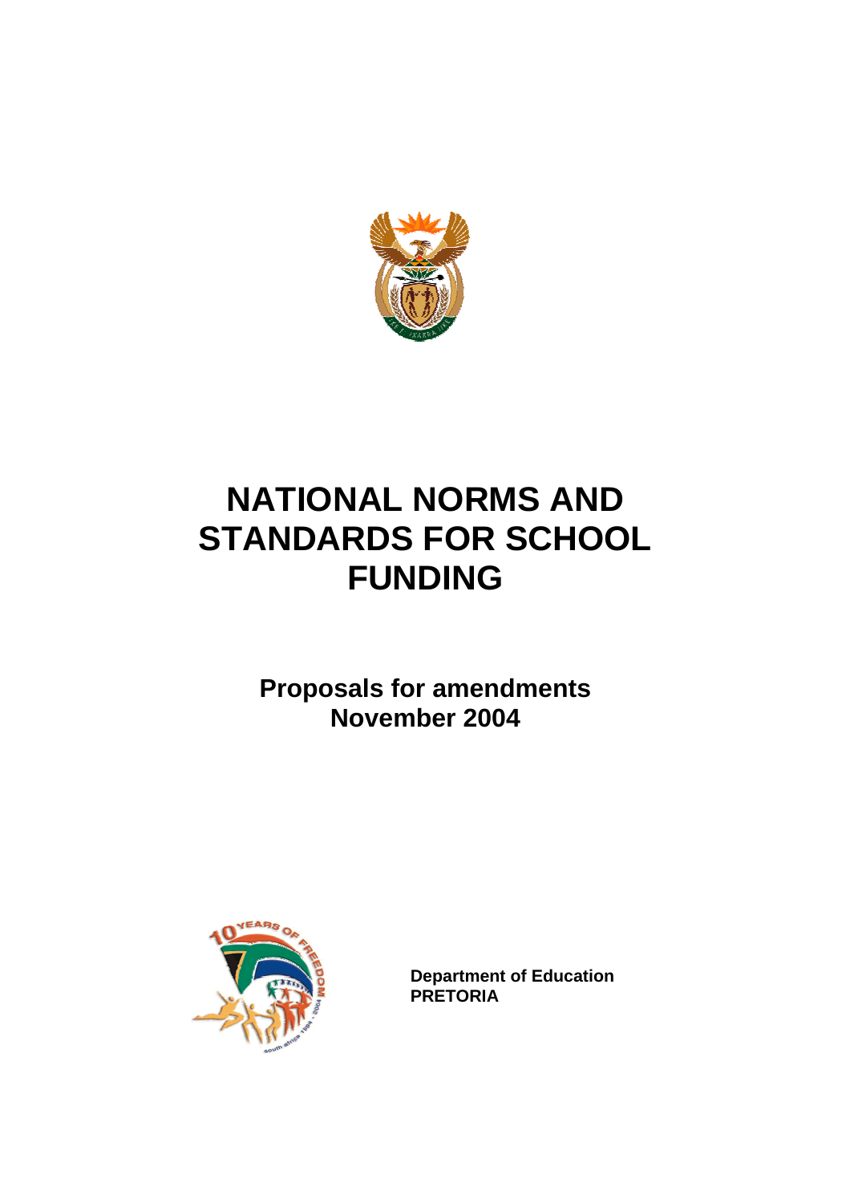# NATIONAL NORMS AND STANDARDS FOR SCHOOL FUNDING

## Proposals for amendments
## November 2004

**Department of Education**
**PRETORIA**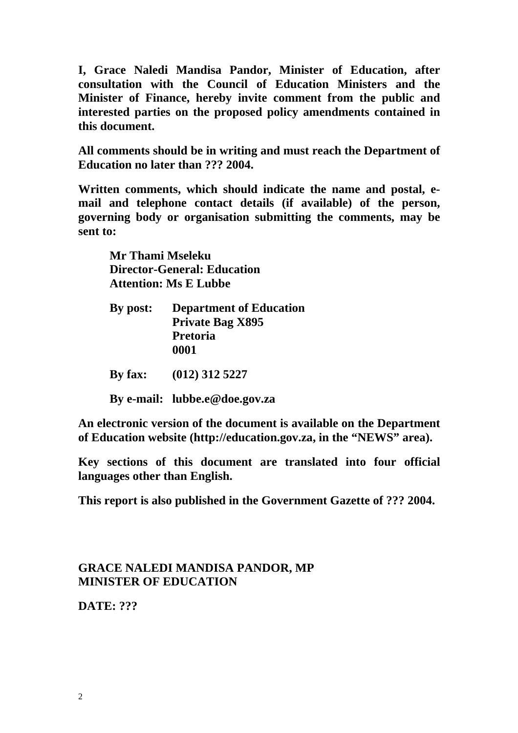**I, Grace Naledi Mandisa Pandor, Minister of Education, after consultation with the Council of Education Ministers and the Minister of Finance, hereby invite comment from the public and interested parties on the proposed policy amendments contained in this document.**

**All comments should be in writing and must reach the Department of Education no later than ??? 2004.**

**Written comments, which should indicate the name and postal, e-mail and telephone contact details (if available) of the person, governing body or organisation submitting the comments, may be sent to:**

> **Mr Thami Mseleku**
> **Director-General: Education**
> **Attention: Ms E Lubbe**
>
> **By post:** **Department of Education**
> **Private Bag X895**
> **Pretoria**
> **0001**
>
> **By fax:** **(012) 312 5227**
>
> **By e-mail:** **lubbe.e@doe.gov.za**

**An electronic version of the document is available on the Department of Education website (http://education.gov.za, in the "NEWS" area).**

**Key sections of this document are translated into four official languages other than English.**

**This report is also published in the Government Gazette of ??? 2004.**

**GRACE NALEDI MANDISA PANDOR, MP**
**MINISTER OF EDUCATION**

**DATE: ???**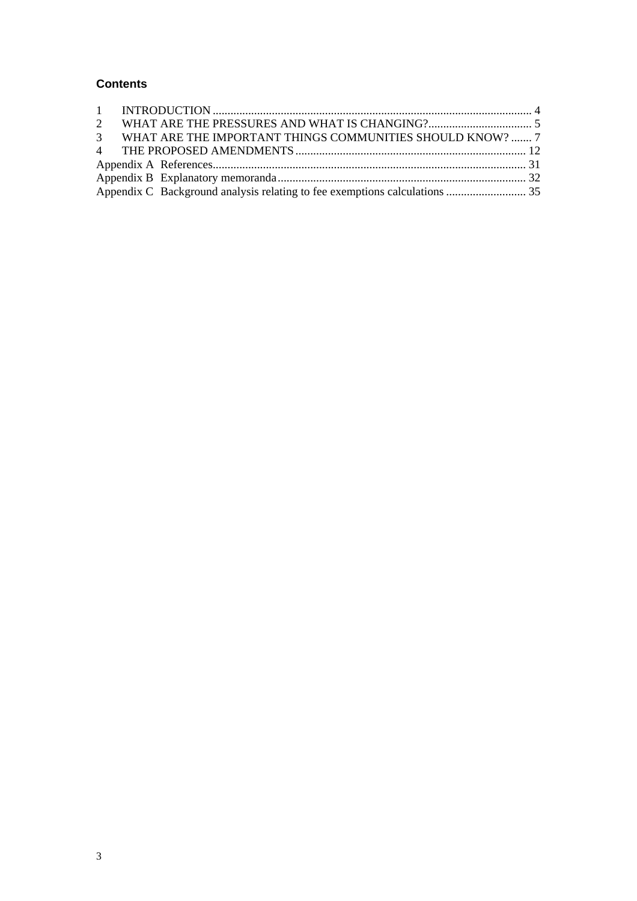# Contents

1 INTRODUCTION .......... 4
2 WHAT ARE THE PRESSURES AND WHAT IS CHANGING? .......... 5
3 WHAT ARE THE IMPORTANT THINGS COMMUNITIES SHOULD KNOW? .......... 7
4 THE PROPOSED AMENDMENTS .......... 12
Appendix A References .......... 31
Appendix B Explanatory memoranda .......... 32
Appendix C Background analysis relating to fee exemptions calculations .......... 35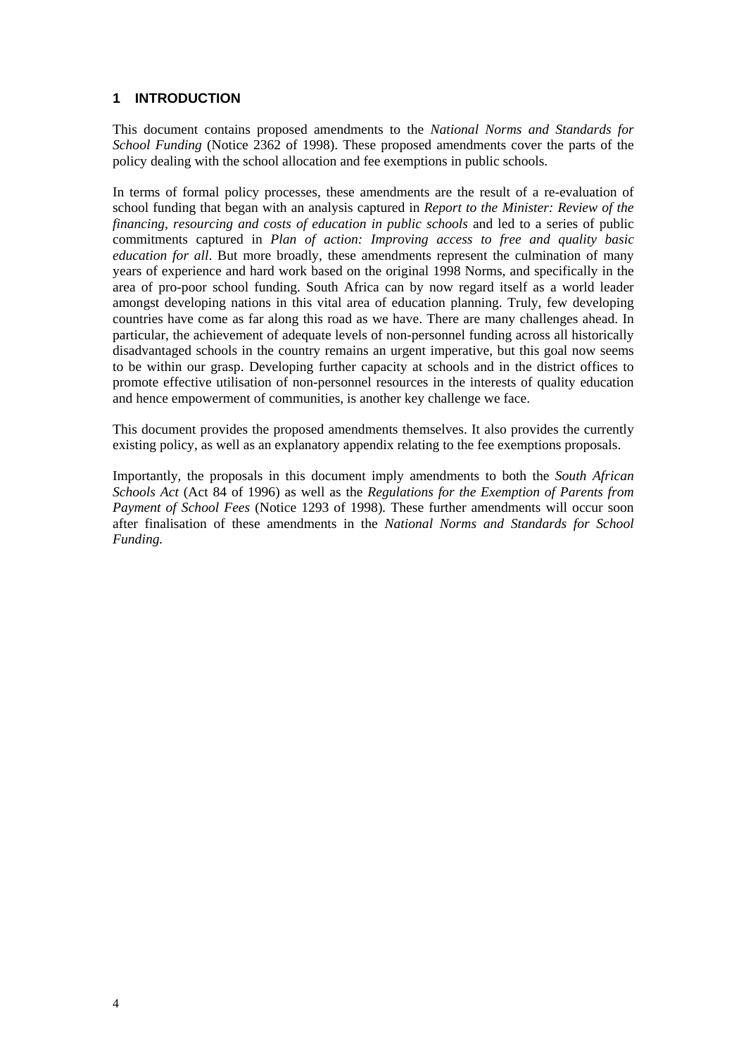## 1 INTRODUCTION

This document contains proposed amendments to the *National Norms and Standards for School Funding* (Notice 2362 of 1998). These proposed amendments cover the parts of the policy dealing with the school allocation and fee exemptions in public schools.

In terms of formal policy processes, these amendments are the result of a re-evaluation of school funding that began with an analysis captured in *Report to the Minister: Review of the financing, resourcing and costs of education in public schools* and led to a series of public commitments captured in *Plan of action: Improving access to free and quality basic education for all*. But more broadly, these amendments represent the culmination of many years of experience and hard work based on the original 1998 Norms, and specifically in the area of pro-poor school funding. South Africa can by now regard itself as a world leader amongst developing nations in this vital area of education planning. Truly, few developing countries have come as far along this road as we have. There are many challenges ahead. In particular, the achievement of adequate levels of non-personnel funding across all historically disadvantaged schools in the country remains an urgent imperative, but this goal now seems to be within our grasp. Developing further capacity at schools and in the district offices to promote effective utilisation of non-personnel resources in the interests of quality education and hence empowerment of communities, is another key challenge we face.

This document provides the proposed amendments themselves. It also provides the currently existing policy, as well as an explanatory appendix relating to the fee exemptions proposals.

Importantly, the proposals in this document imply amendments to both the *South African Schools Act* (Act 84 of 1996) as well as the *Regulations for the Exemption of Parents from Payment of School Fees* (Notice 1293 of 1998). These further amendments will occur soon after finalisation of these amendments in the *National Norms and Standards for School Funding.*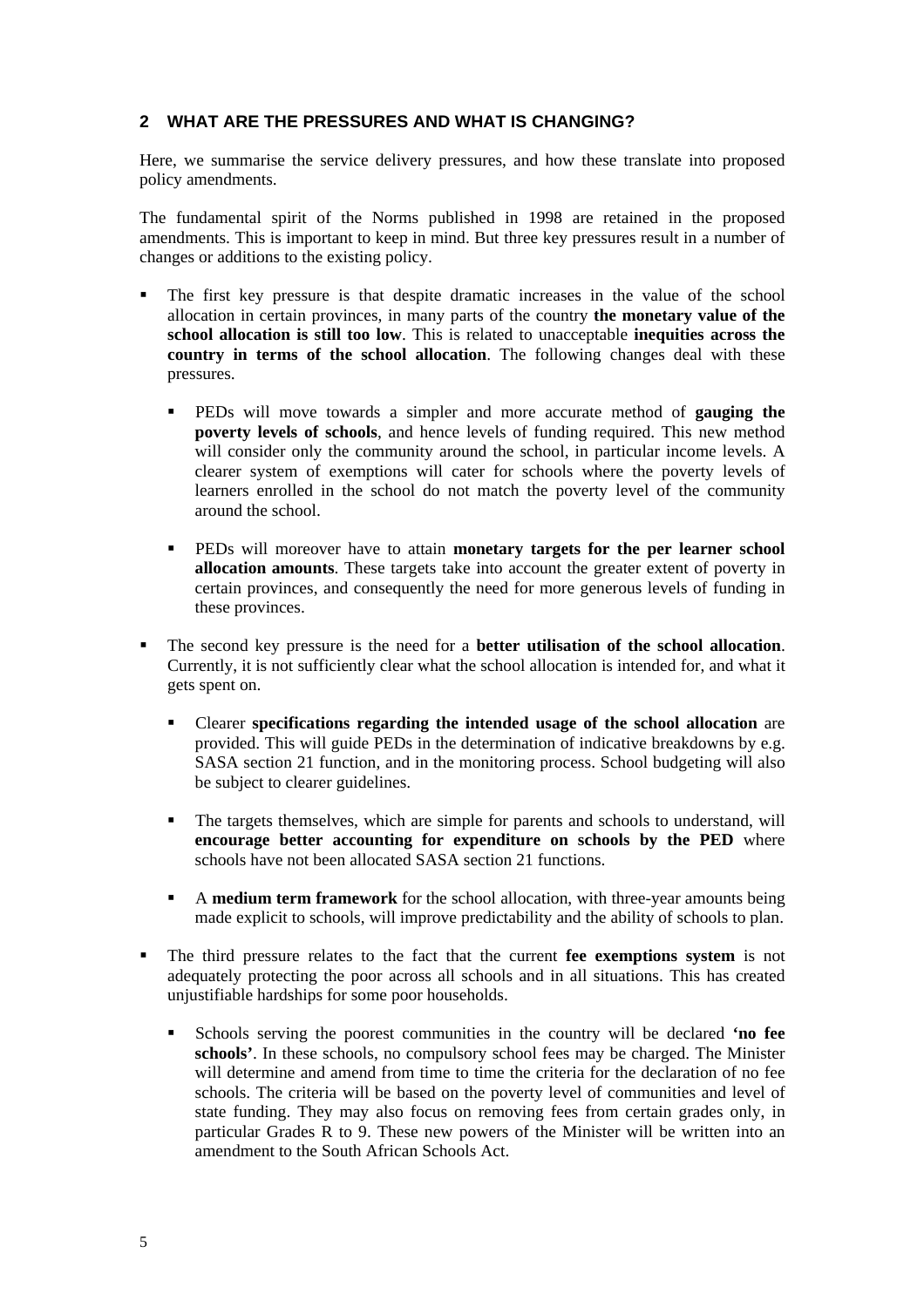## 2 WHAT ARE THE PRESSURES AND WHAT IS CHANGING?

Here, we summarise the service delivery pressures, and how these translate into proposed policy amendments.

The fundamental spirit of the Norms published in 1998 are retained in the proposed amendments. This is important to keep in mind. But three key pressures result in a number of changes or additions to the existing policy.

- The first key pressure is that despite dramatic increases in the value of the school allocation in certain provinces, in many parts of the country **the monetary value of the school allocation is still too low**. This is related to unacceptable **inequities across the country in terms of the school allocation**. The following changes deal with these pressures.
  - PEDs will move towards a simpler and more accurate method of **gauging the poverty levels of schools**, and hence levels of funding required. This new method will consider only the community around the school, in particular income levels. A clearer system of exemptions will cater for schools where the poverty levels of learners enrolled in the school do not match the poverty level of the community around the school.
  - PEDs will moreover have to attain **monetary targets for the per learner school allocation amounts**. These targets take into account the greater extent of poverty in certain provinces, and consequently the need for more generous levels of funding in these provinces.
- The second key pressure is the need for a **better utilisation of the school allocation**. Currently, it is not sufficiently clear what the school allocation is intended for, and what it gets spent on.
  - Clearer **specifications regarding the intended usage of the school allocation** are provided. This will guide PEDs in the determination of indicative breakdowns by e.g. SASA section 21 function, and in the monitoring process. School budgeting will also be subject to clearer guidelines.
  - The targets themselves, which are simple for parents and schools to understand, will **encourage better accounting for expenditure on schools by the PED** where schools have not been allocated SASA section 21 functions.
  - A **medium term framework** for the school allocation, with three-year amounts being made explicit to schools, will improve predictability and the ability of schools to plan.
- The third pressure relates to the fact that the current **fee exemptions system** is not adequately protecting the poor across all schools and in all situations. This has created unjustifiable hardships for some poor households.
  - Schools serving the poorest communities in the country will be declared **'no fee schools'**. In these schools, no compulsory school fees may be charged. The Minister will determine and amend from time to time the criteria for the declaration of no fee schools. The criteria will be based on the poverty level of communities and level of state funding. They may also focus on removing fees from certain grades only, in particular Grades R to 9. These new powers of the Minister will be written into an amendment to the South African Schools Act.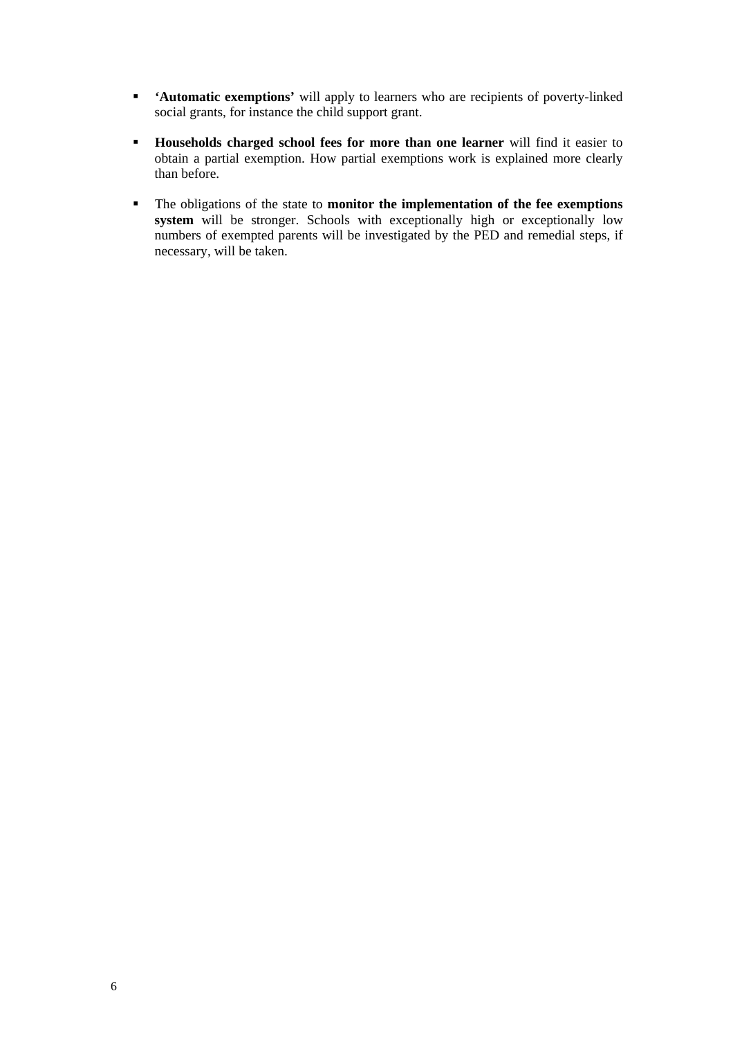- **'Automatic exemptions'** will apply to learners who are recipients of poverty-linked social grants, for instance the child support grant.

- **Households charged school fees for more than one learner** will find it easier to obtain a partial exemption. How partial exemptions work is explained more clearly than before.

- The obligations of the state to **monitor the implementation of the fee exemptions system** will be stronger. Schools with exceptionally high or exceptionally low numbers of exempted parents will be investigated by the PED and remedial steps, if necessary, will be taken.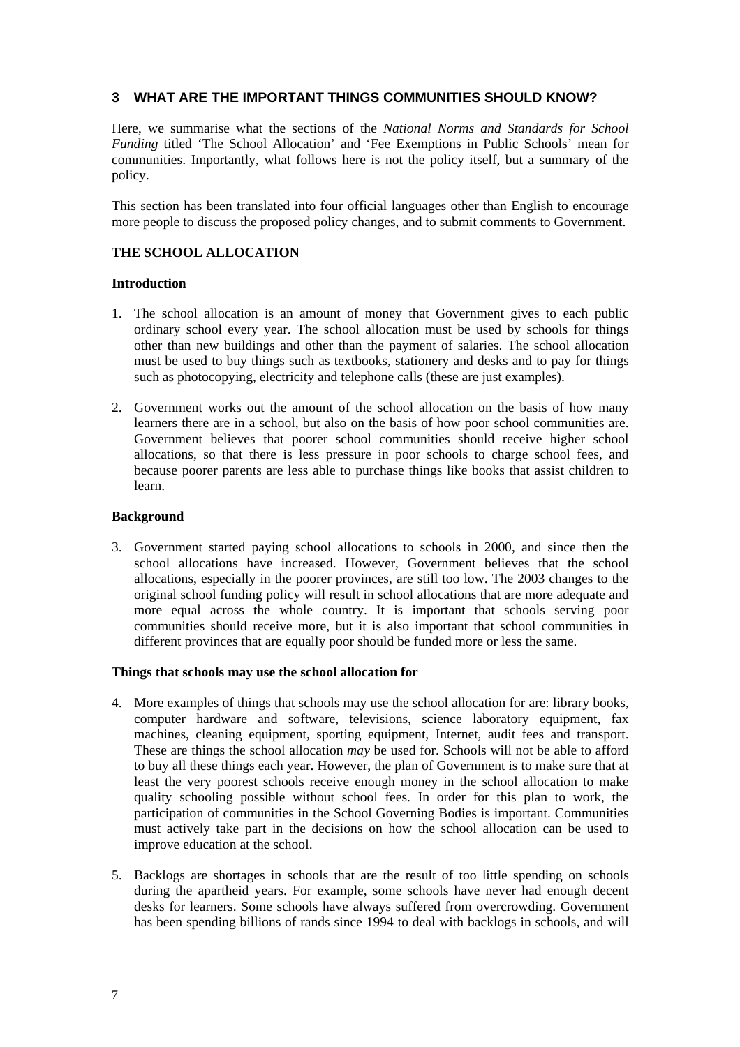## 3 WHAT ARE THE IMPORTANT THINGS COMMUNITIES SHOULD KNOW?

Here, we summarise what the sections of the *National Norms and Standards for School Funding* titled 'The School Allocation' and 'Fee Exemptions in Public Schools' mean for communities. Importantly, what follows here is not the policy itself, but a summary of the policy.

This section has been translated into four official languages other than English to encourage more people to discuss the proposed policy changes, and to submit comments to Government.

### THE SCHOOL ALLOCATION

#### Introduction

1. The school allocation is an amount of money that Government gives to each public ordinary school every year. The school allocation must be used by schools for things other than new buildings and other than the payment of salaries. The school allocation must be used to buy things such as textbooks, stationery and desks and to pay for things such as photocopying, electricity and telephone calls (these are just examples).

2. Government works out the amount of the school allocation on the basis of how many learners there are in a school, but also on the basis of how poor school communities are. Government believes that poorer school communities should receive higher school allocations, so that there is less pressure in poor schools to charge school fees, and because poorer parents are less able to purchase things like books that assist children to learn.

#### Background

3. Government started paying school allocations to schools in 2000, and since then the school allocations have increased. However, Government believes that the school allocations, especially in the poorer provinces, are still too low. The 2003 changes to the original school funding policy will result in school allocations that are more adequate and more equal across the whole country. It is important that schools serving poor communities should receive more, but it is also important that school communities in different provinces that are equally poor should be funded more or less the same.

#### Things that schools may use the school allocation for

4. More examples of things that schools may use the school allocation for are: library books, computer hardware and software, televisions, science laboratory equipment, fax machines, cleaning equipment, sporting equipment, Internet, audit fees and transport. These are things the school allocation *may* be used for. Schools will not be able to afford to buy all these things each year. However, the plan of Government is to make sure that at least the very poorest schools receive enough money in the school allocation to make quality schooling possible without school fees. In order for this plan to work, the participation of communities in the School Governing Bodies is important. Communities must actively take part in the decisions on how the school allocation can be used to improve education at the school.

5. Backlogs are shortages in schools that are the result of too little spending on schools during the apartheid years. For example, some schools have never had enough decent desks for learners. Some schools have always suffered from overcrowding. Government has been spending billions of rands since 1994 to deal with backlogs in schools, and will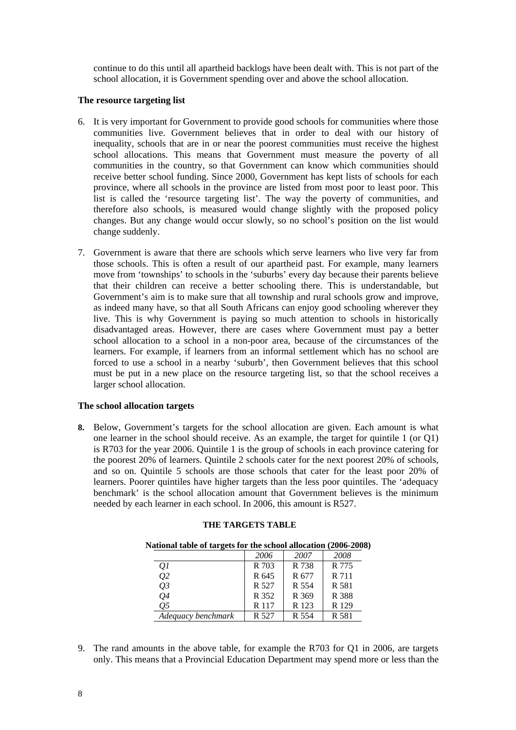continue to do this until all apartheid backlogs have been dealt with. This is not part of the school allocation, it is Government spending over and above the school allocation.

**The resource targeting list**

6. It is very important for Government to provide good schools for communities where those communities live. Government believes that in order to deal with our history of inequality, schools that are in or near the poorest communities must receive the highest school allocations. This means that Government must measure the poverty of all communities in the country, so that Government can know which communities should receive better school funding. Since 2000, Government has kept lists of schools for each province, where all schools in the province are listed from most poor to least poor. This list is called the 'resource targeting list'. The way the poverty of communities, and therefore also schools, is measured would change slightly with the proposed policy changes. But any change would occur slowly, so no school's position on the list would change suddenly.

7. Government is aware that there are schools which serve learners who live very far from those schools. This is often a result of our apartheid past. For example, many learners move from 'townships' to schools in the 'suburbs' every day because their parents believe that their children can receive a better schooling there. This is understandable, but Government's aim is to make sure that all township and rural schools grow and improve, as indeed many have, so that all South Africans can enjoy good schooling wherever they live. This is why Government is paying so much attention to schools in historically disadvantaged areas. However, there are cases where Government must pay a better school allocation to a school in a non-poor area, because of the circumstances of the learners. For example, if learners from an informal settlement which has no school are forced to use a school in a nearby 'suburb', then Government believes that this school must be put in a new place on the resource targeting list, so that the school receives a larger school allocation.

**The school allocation targets**

**8.** Below, Government's targets for the school allocation are given. Each amount is what one learner in the school should receive. As an example, the target for quintile 1 (or Q1) is R703 for the year 2006. Quintile 1 is the group of schools in each province catering for the poorest 20% of learners. Quintile 2 schools cater for the next poorest 20% of schools, and so on. Quintile 5 schools are those schools that cater for the least poor 20% of learners. Poorer quintiles have higher targets than the less poor quintiles. The 'adequacy benchmark' is the school allocation amount that Government believes is the minimum needed by each learner in each school. In 2006, this amount is R527.

**THE TARGETS TABLE**

**National table of targets for the school allocation (2006-2008)**

| | *2006* | *2007* | *2008* |
|---|---|---|---|
| *Q1* | R 703 | R 738 | R 775 |
| *Q2* | R 645 | R 677 | R 711 |
| *Q3* | R 527 | R 554 | R 581 |
| *Q4* | R 352 | R 369 | R 388 |
| *Q5* | R 117 | R 123 | R 129 |
| *Adequacy benchmark* | R 527 | R 554 | R 581 |

9. The rand amounts in the above table, for example the R703 for Q1 in 2006, are targets only. This means that a Provincial Education Department may spend more or less than the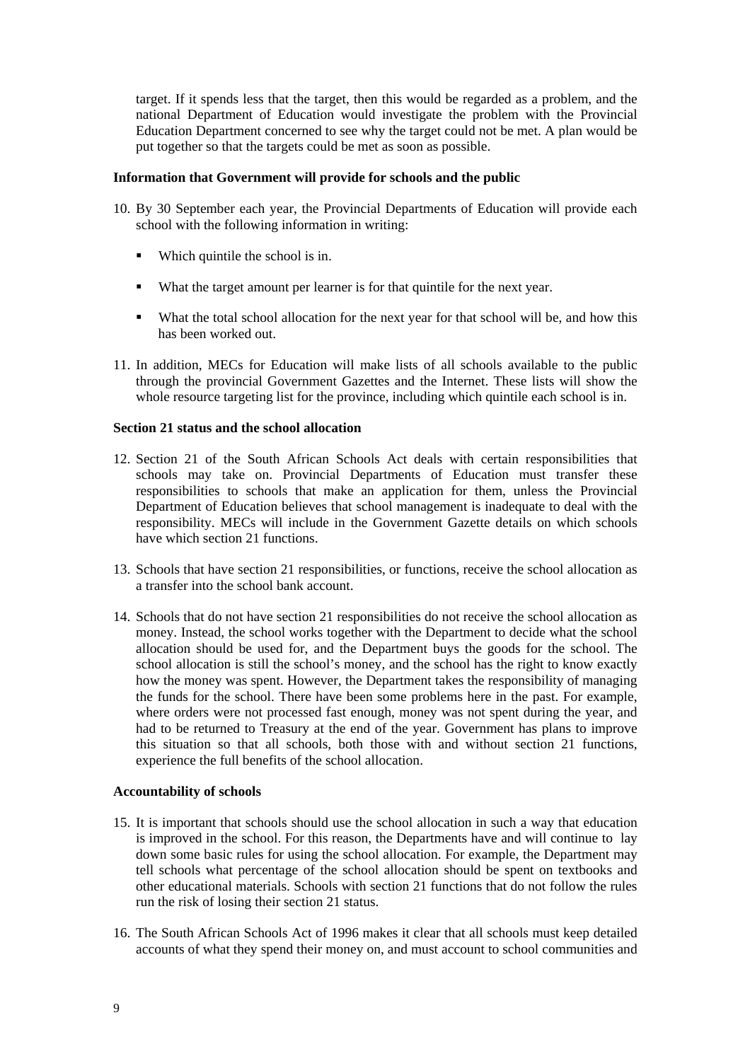target. If it spends less that the target, then this would be regarded as a problem, and the national Department of Education would investigate the problem with the Provincial Education Department concerned to see why the target could not be met. A plan would be put together so that the targets could be met as soon as possible.

**Information that Government will provide for schools and the public**

10. By 30 September each year, the Provincial Departments of Education will provide each school with the following information in writing:

    - Which quintile the school is in.

    - What the target amount per learner is for that quintile for the next year.

    - What the total school allocation for the next year for that school will be, and how this has been worked out.

11. In addition, MECs for Education will make lists of all schools available to the public through the provincial Government Gazettes and the Internet. These lists will show the whole resource targeting list for the province, including which quintile each school is in.

**Section 21 status and the school allocation**

12. Section 21 of the South African Schools Act deals with certain responsibilities that schools may take on. Provincial Departments of Education must transfer these responsibilities to schools that make an application for them, unless the Provincial Department of Education believes that school management is inadequate to deal with the responsibility. MECs will include in the Government Gazette details on which schools have which section 21 functions.

13. Schools that have section 21 responsibilities, or functions, receive the school allocation as a transfer into the school bank account.

14. Schools that do not have section 21 responsibilities do not receive the school allocation as money. Instead, the school works together with the Department to decide what the school allocation should be used for, and the Department buys the goods for the school. The school allocation is still the school's money, and the school has the right to know exactly how the money was spent. However, the Department takes the responsibility of managing the funds for the school. There have been some problems here in the past. For example, where orders were not processed fast enough, money was not spent during the year, and had to be returned to Treasury at the end of the year. Government has plans to improve this situation so that all schools, both those with and without section 21 functions, experience the full benefits of the school allocation.

**Accountability of schools**

15. It is important that schools should use the school allocation in such a way that education is improved in the school. For this reason, the Departments have and will continue to lay down some basic rules for using the school allocation. For example, the Department may tell schools what percentage of the school allocation should be spent on textbooks and other educational materials. Schools with section 21 functions that do not follow the rules run the risk of losing their section 21 status.

16. The South African Schools Act of 1996 makes it clear that all schools must keep detailed accounts of what they spend their money on, and must account to school communities and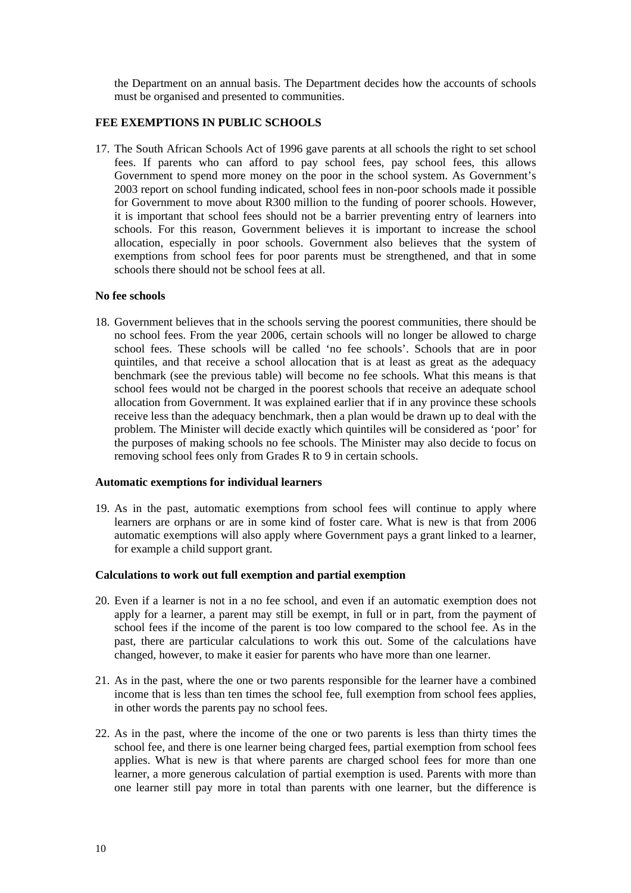the Department on an annual basis. The Department decides how the accounts of schools must be organised and presented to communities.

## FEE EXEMPTIONS IN PUBLIC SCHOOLS

17. The South African Schools Act of 1996 gave parents at all schools the right to set school fees. If parents who can afford to pay school fees, pay school fees, this allows Government to spend more money on the poor in the school system. As Government's 2003 report on school funding indicated, school fees in non-poor schools made it possible for Government to move about R300 million to the funding of poorer schools. However, it is important that school fees should not be a barrier preventing entry of learners into schools. For this reason, Government believes it is important to increase the school allocation, especially in poor schools. Government also believes that the system of exemptions from school fees for poor parents must be strengthened, and that in some schools there should not be school fees at all.

### No fee schools

18. Government believes that in the schools serving the poorest communities, there should be no school fees. From the year 2006, certain schools will no longer be allowed to charge school fees. These schools will be called 'no fee schools'. Schools that are in poor quintiles, and that receive a school allocation that is at least as great as the adequacy benchmark (see the previous table) will become no fee schools. What this means is that school fees would not be charged in the poorest schools that receive an adequate school allocation from Government. It was explained earlier that if in any province these schools receive less than the adequacy benchmark, then a plan would be drawn up to deal with the problem. The Minister will decide exactly which quintiles will be considered as 'poor' for the purposes of making schools no fee schools. The Minister may also decide to focus on removing school fees only from Grades R to 9 in certain schools.

### Automatic exemptions for individual learners

19. As in the past, automatic exemptions from school fees will continue to apply where learners are orphans or are in some kind of foster care. What is new is that from 2006 automatic exemptions will also apply where Government pays a grant linked to a learner, for example a child support grant.

### Calculations to work out full exemption and partial exemption

20. Even if a learner is not in a no fee school, and even if an automatic exemption does not apply for a learner, a parent may still be exempt, in full or in part, from the payment of school fees if the income of the parent is too low compared to the school fee. As in the past, there are particular calculations to work this out. Some of the calculations have changed, however, to make it easier for parents who have more than one learner.

21. As in the past, where the one or two parents responsible for the learner have a combined income that is less than ten times the school fee, full exemption from school fees applies, in other words the parents pay no school fees.

22. As in the past, where the income of the one or two parents is less than thirty times the school fee, and there is one learner being charged fees, partial exemption from school fees applies. What is new is that where parents are charged school fees for more than one learner, a more generous calculation of partial exemption is used. Parents with more than one learner still pay more in total than parents with one learner, but the difference is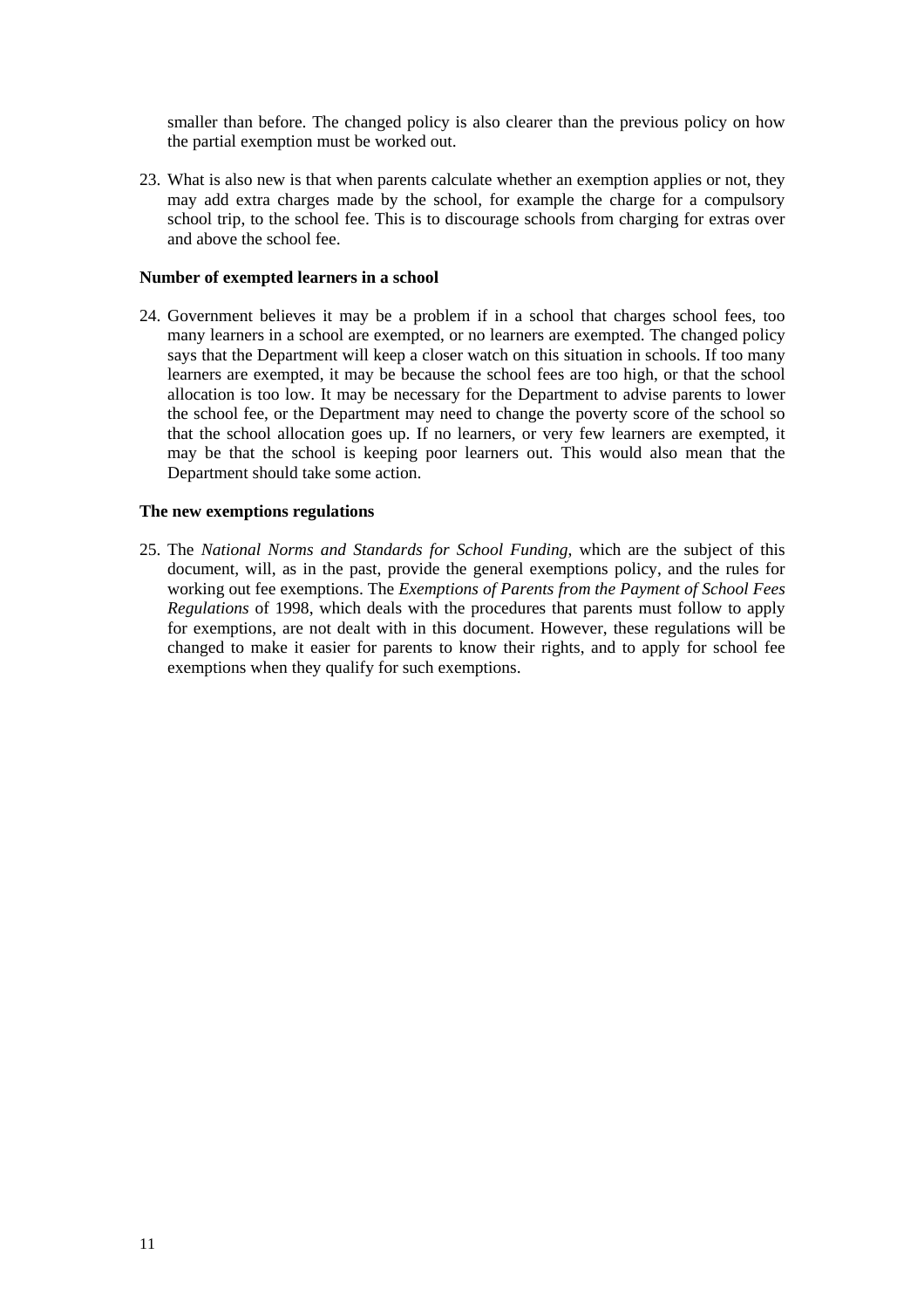smaller than before. The changed policy is also clearer than the previous policy on how the partial exemption must be worked out.

23. What is also new is that when parents calculate whether an exemption applies or not, they may add extra charges made by the school, for example the charge for a compulsory school trip, to the school fee. This is to discourage schools from charging for extras over and above the school fee.

**Number of exempted learners in a school**

24. Government believes it may be a problem if in a school that charges school fees, too many learners in a school are exempted, or no learners are exempted. The changed policy says that the Department will keep a closer watch on this situation in schools. If too many learners are exempted, it may be because the school fees are too high, or that the school allocation is too low. It may be necessary for the Department to advise parents to lower the school fee, or the Department may need to change the poverty score of the school so that the school allocation goes up. If no learners, or very few learners are exempted, it may be that the school is keeping poor learners out. This would also mean that the Department should take some action.

**The new exemptions regulations**

25. The *National Norms and Standards for School Funding*, which are the subject of this document, will, as in the past, provide the general exemptions policy, and the rules for working out fee exemptions. The *Exemptions of Parents from the Payment of School Fees Regulations* of 1998, which deals with the procedures that parents must follow to apply for exemptions, are not dealt with in this document. However, these regulations will be changed to make it easier for parents to know their rights, and to apply for school fee exemptions when they qualify for such exemptions.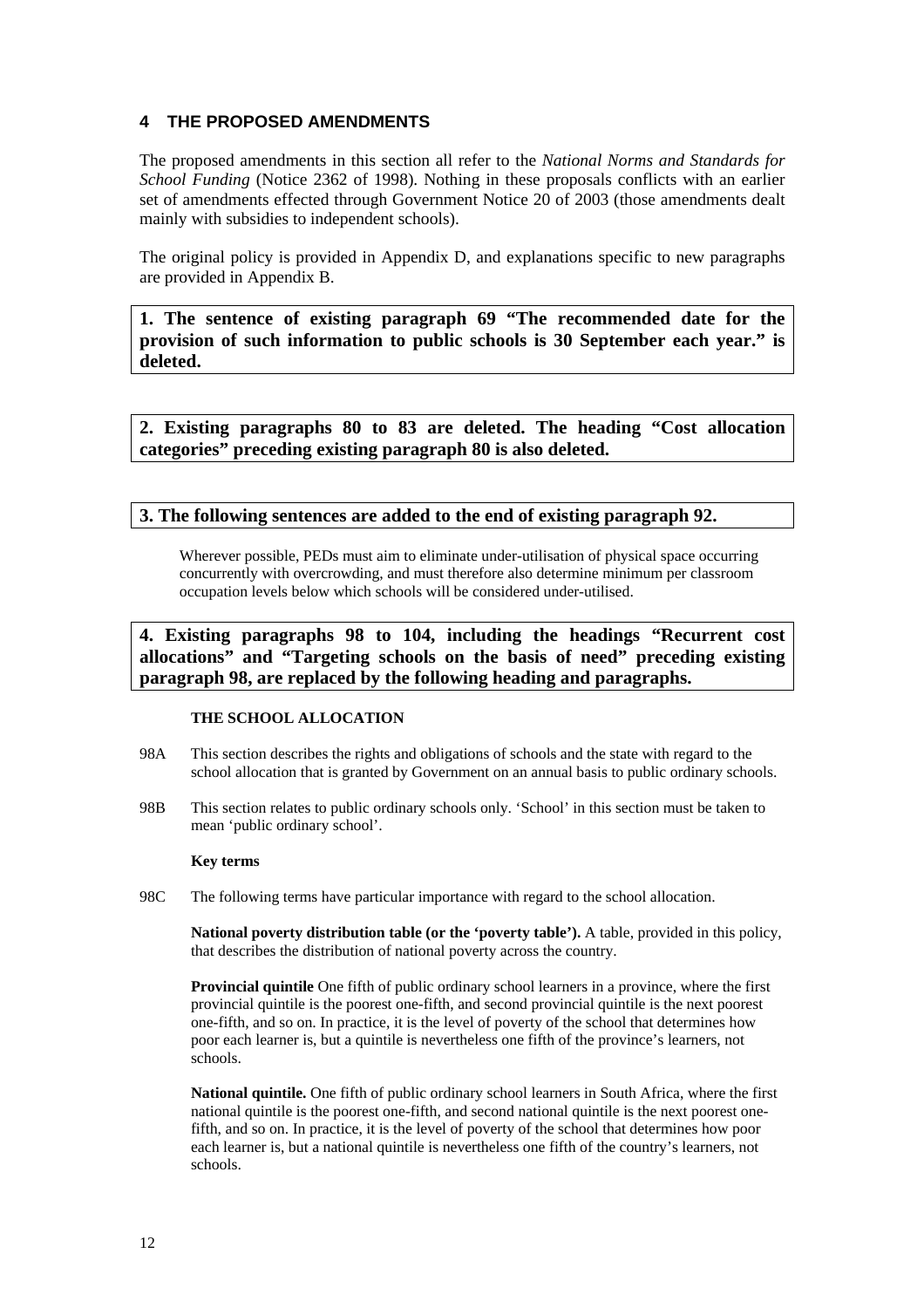## 4 THE PROPOSED AMENDMENTS

The proposed amendments in this section all refer to the *National Norms and Standards for School Funding* (Notice 2362 of 1998). Nothing in these proposals conflicts with an earlier set of amendments effected through Government Notice 20 of 2003 (those amendments dealt mainly with subsidies to independent schools).

The original policy is provided in Appendix D, and explanations specific to new paragraphs are provided in Appendix B.

**1. The sentence of existing paragraph 69 "The recommended date for the provision of such information to public schools is 30 September each year." is deleted.**

**2. Existing paragraphs 80 to 83 are deleted. The heading "Cost allocation categories" preceding existing paragraph 80 is also deleted.**

**3. The following sentences are added to the end of existing paragraph 92.**

Wherever possible, PEDs must aim to eliminate under-utilisation of physical space occurring concurrently with overcrowding, and must therefore also determine minimum per classroom occupation levels below which schools will be considered under-utilised.

**4. Existing paragraphs 98 to 104, including the headings "Recurrent cost allocations" and "Targeting schools on the basis of need" preceding existing paragraph 98, are replaced by the following heading and paragraphs.**

**THE SCHOOL ALLOCATION**

98A This section describes the rights and obligations of schools and the state with regard to the school allocation that is granted by Government on an annual basis to public ordinary schools.

98B This section relates to public ordinary schools only. 'School' in this section must be taken to mean 'public ordinary school'.

**Key terms**

98C The following terms have particular importance with regard to the school allocation.

**National poverty distribution table (or the 'poverty table').** A table, provided in this policy, that describes the distribution of national poverty across the country.

**Provincial quintile** One fifth of public ordinary school learners in a province, where the first provincial quintile is the poorest one-fifth, and second provincial quintile is the next poorest one-fifth, and so on. In practice, it is the level of poverty of the school that determines how poor each learner is, but a quintile is nevertheless one fifth of the province's learners, not schools.

**National quintile.** One fifth of public ordinary school learners in South Africa, where the first national quintile is the poorest one-fifth, and second national quintile is the next poorest one-fifth, and so on. In practice, it is the level of poverty of the school that determines how poor each learner is, but a national quintile is nevertheless one fifth of the country's learners, not schools.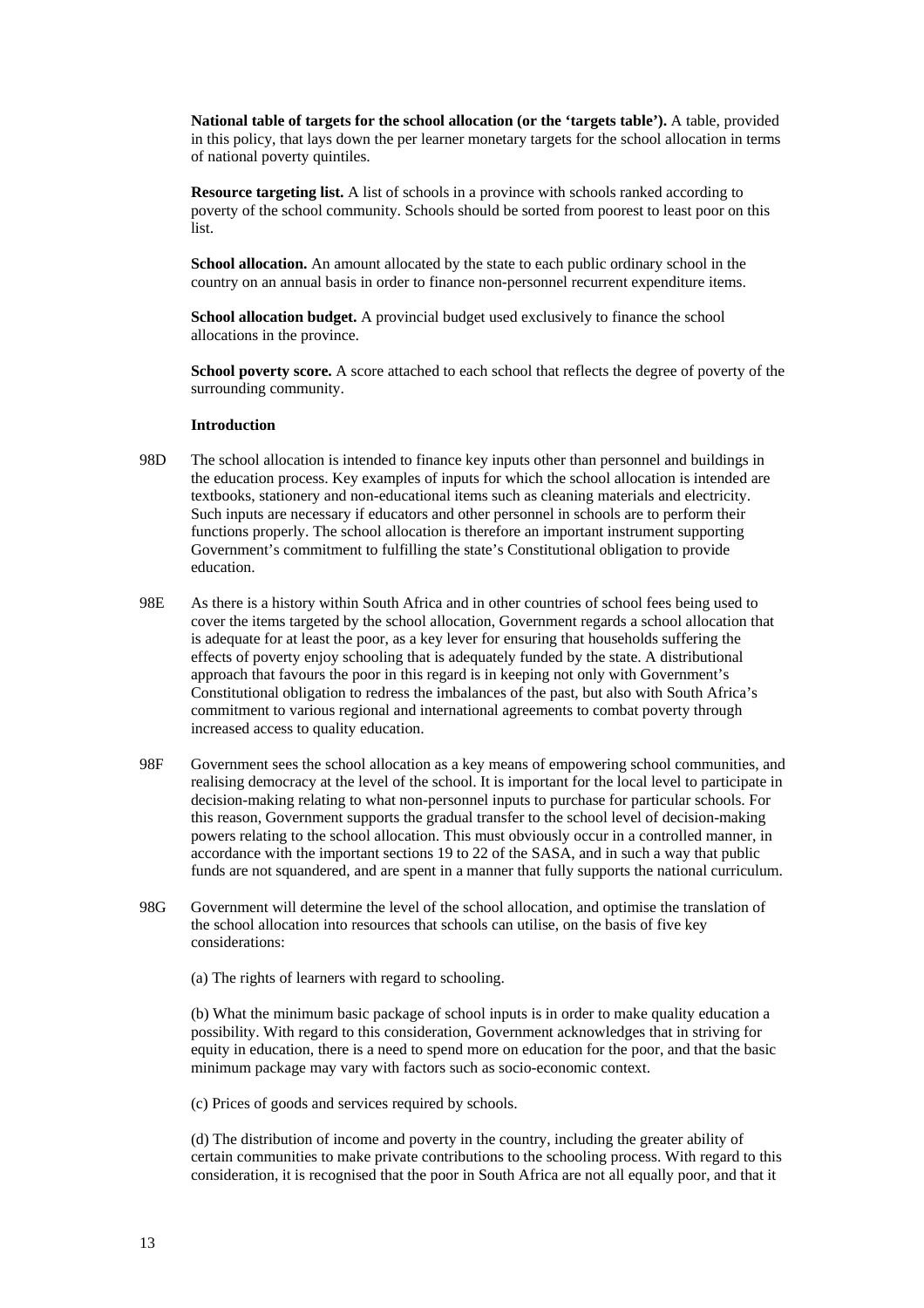**National table of targets for the school allocation (or the 'targets table').** A table, provided in this policy, that lays down the per learner monetary targets for the school allocation in terms of national poverty quintiles.

**Resource targeting list.** A list of schools in a province with schools ranked according to poverty of the school community. Schools should be sorted from poorest to least poor on this list.

**School allocation.** An amount allocated by the state to each public ordinary school in the country on an annual basis in order to finance non-personnel recurrent expenditure items.

**School allocation budget.** A provincial budget used exclusively to finance the school allocations in the province.

**School poverty score.** A score attached to each school that reflects the degree of poverty of the surrounding community.

**Introduction**

98D The school allocation is intended to finance key inputs other than personnel and buildings in the education process. Key examples of inputs for which the school allocation is intended are textbooks, stationery and non-educational items such as cleaning materials and electricity. Such inputs are necessary if educators and other personnel in schools are to perform their functions properly. The school allocation is therefore an important instrument supporting Government's commitment to fulfilling the state's Constitutional obligation to provide education.

98E As there is a history within South Africa and in other countries of school fees being used to cover the items targeted by the school allocation, Government regards a school allocation that is adequate for at least the poor, as a key lever for ensuring that households suffering the effects of poverty enjoy schooling that is adequately funded by the state. A distributional approach that favours the poor in this regard is in keeping not only with Government's Constitutional obligation to redress the imbalances of the past, but also with South Africa's commitment to various regional and international agreements to combat poverty through increased access to quality education.

98F Government sees the school allocation as a key means of empowering school communities, and realising democracy at the level of the school. It is important for the local level to participate in decision-making relating to what non-personnel inputs to purchase for particular schools. For this reason, Government supports the gradual transfer to the school level of decision-making powers relating to the school allocation. This must obviously occur in a controlled manner, in accordance with the important sections 19 to 22 of the SASA, and in such a way that public funds are not squandered, and are spent in a manner that fully supports the national curriculum.

98G Government will determine the level of the school allocation, and optimise the translation of the school allocation into resources that schools can utilise, on the basis of five key considerations:

(a) The rights of learners with regard to schooling.

(b) What the minimum basic package of school inputs is in order to make quality education a possibility. With regard to this consideration, Government acknowledges that in striving for equity in education, there is a need to spend more on education for the poor, and that the basic minimum package may vary with factors such as socio-economic context.

(c) Prices of goods and services required by schools.

(d) The distribution of income and poverty in the country, including the greater ability of certain communities to make private contributions to the schooling process. With regard to this consideration, it is recognised that the poor in South Africa are not all equally poor, and that it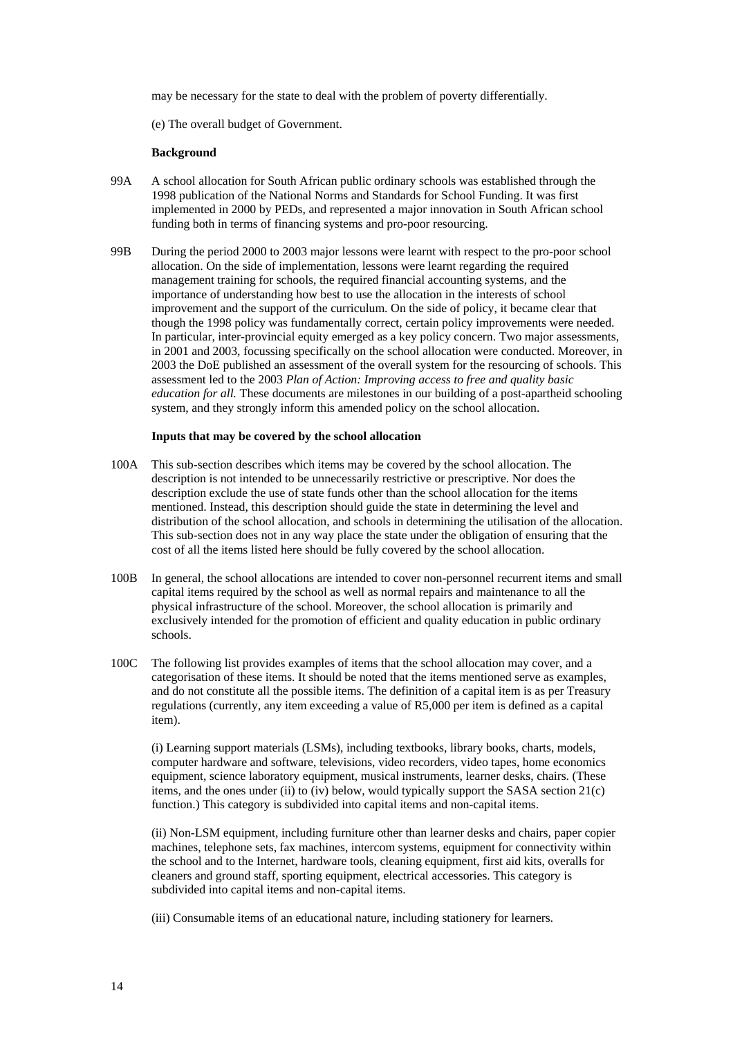may be necessary for the state to deal with the problem of poverty differentially.

(e) The overall budget of Government.

**Background**

99A A school allocation for South African public ordinary schools was established through the 1998 publication of the National Norms and Standards for School Funding. It was first implemented in 2000 by PEDs, and represented a major innovation in South African school funding both in terms of financing systems and pro-poor resourcing.

99B During the period 2000 to 2003 major lessons were learnt with respect to the pro-poor school allocation. On the side of implementation, lessons were learnt regarding the required management training for schools, the required financial accounting systems, and the importance of understanding how best to use the allocation in the interests of school improvement and the support of the curriculum. On the side of policy, it became clear that though the 1998 policy was fundamentally correct, certain policy improvements were needed. In particular, inter-provincial equity emerged as a key policy concern. Two major assessments, in 2001 and 2003, focussing specifically on the school allocation were conducted. Moreover, in 2003 the DoE published an assessment of the overall system for the resourcing of schools. This assessment led to the 2003 *Plan of Action: Improving access to free and quality basic education for all.* These documents are milestones in our building of a post-apartheid schooling system, and they strongly inform this amended policy on the school allocation.

**Inputs that may be covered by the school allocation**

100A This sub-section describes which items may be covered by the school allocation. The description is not intended to be unnecessarily restrictive or prescriptive. Nor does the description exclude the use of state funds other than the school allocation for the items mentioned. Instead, this description should guide the state in determining the level and distribution of the school allocation, and schools in determining the utilisation of the allocation. This sub-section does not in any way place the state under the obligation of ensuring that the cost of all the items listed here should be fully covered by the school allocation.

100B In general, the school allocations are intended to cover non-personnel recurrent items and small capital items required by the school as well as normal repairs and maintenance to all the physical infrastructure of the school. Moreover, the school allocation is primarily and exclusively intended for the promotion of efficient and quality education in public ordinary schools.

100C The following list provides examples of items that the school allocation may cover, and a categorisation of these items. It should be noted that the items mentioned serve as examples, and do not constitute all the possible items. The definition of a capital item is as per Treasury regulations (currently, any item exceeding a value of R5,000 per item is defined as a capital item).

(i) Learning support materials (LSMs), including textbooks, library books, charts, models, computer hardware and software, televisions, video recorders, video tapes, home economics equipment, science laboratory equipment, musical instruments, learner desks, chairs. (These items, and the ones under (ii) to (iv) below, would typically support the SASA section 21(c) function.) This category is subdivided into capital items and non-capital items.

(ii) Non-LSM equipment, including furniture other than learner desks and chairs, paper copier machines, telephone sets, fax machines, intercom systems, equipment for connectivity within the school and to the Internet, hardware tools, cleaning equipment, first aid kits, overalls for cleaners and ground staff, sporting equipment, electrical accessories. This category is subdivided into capital items and non-capital items.

(iii) Consumable items of an educational nature, including stationery for learners.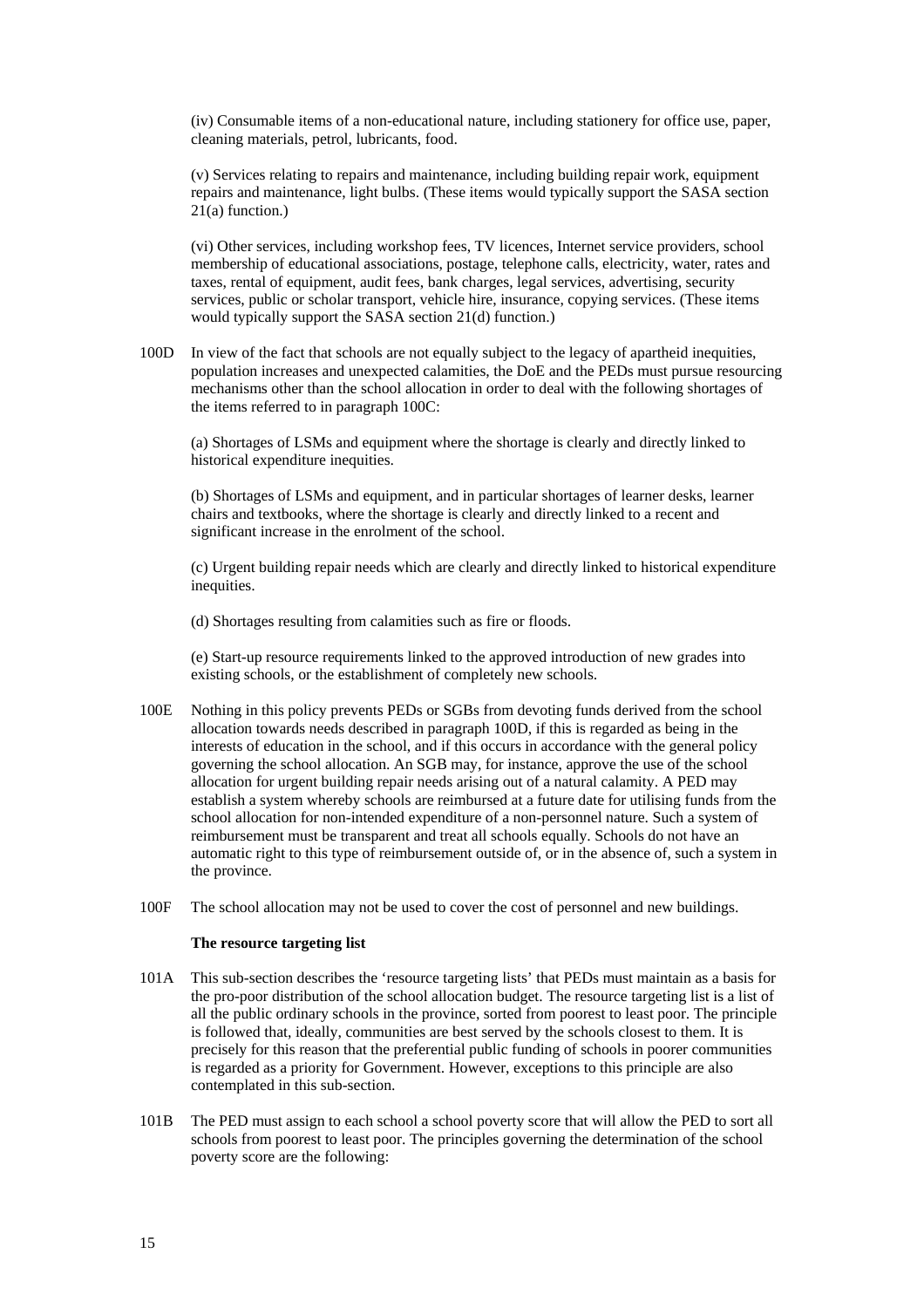(iv) Consumable items of a non-educational nature, including stationery for office use, paper, cleaning materials, petrol, lubricants, food.

(v) Services relating to repairs and maintenance, including building repair work, equipment repairs and maintenance, light bulbs. (These items would typically support the SASA section 21(a) function.)

(vi) Other services, including workshop fees, TV licences, Internet service providers, school membership of educational associations, postage, telephone calls, electricity, water, rates and taxes, rental of equipment, audit fees, bank charges, legal services, advertising, security services, public or scholar transport, vehicle hire, insurance, copying services. (These items would typically support the SASA section 21(d) function.)

100D In view of the fact that schools are not equally subject to the legacy of apartheid inequities, population increases and unexpected calamities, the DoE and the PEDs must pursue resourcing mechanisms other than the school allocation in order to deal with the following shortages of the items referred to in paragraph 100C:

(a) Shortages of LSMs and equipment where the shortage is clearly and directly linked to historical expenditure inequities.

(b) Shortages of LSMs and equipment, and in particular shortages of learner desks, learner chairs and textbooks, where the shortage is clearly and directly linked to a recent and significant increase in the enrolment of the school.

(c) Urgent building repair needs which are clearly and directly linked to historical expenditure inequities.

(d) Shortages resulting from calamities such as fire or floods.

(e) Start-up resource requirements linked to the approved introduction of new grades into existing schools, or the establishment of completely new schools.

100E Nothing in this policy prevents PEDs or SGBs from devoting funds derived from the school allocation towards needs described in paragraph 100D, if this is regarded as being in the interests of education in the school, and if this occurs in accordance with the general policy governing the school allocation. An SGB may, for instance, approve the use of the school allocation for urgent building repair needs arising out of a natural calamity. A PED may establish a system whereby schools are reimbursed at a future date for utilising funds from the school allocation for non-intended expenditure of a non-personnel nature. Such a system of reimbursement must be transparent and treat all schools equally. Schools do not have an automatic right to this type of reimbursement outside of, or in the absence of, such a system in the province.

100F The school allocation may not be used to cover the cost of personnel and new buildings.

**The resource targeting list**

101A This sub-section describes the 'resource targeting lists' that PEDs must maintain as a basis for the pro-poor distribution of the school allocation budget. The resource targeting list is a list of all the public ordinary schools in the province, sorted from poorest to least poor. The principle is followed that, ideally, communities are best served by the schools closest to them. It is precisely for this reason that the preferential public funding of schools in poorer communities is regarded as a priority for Government. However, exceptions to this principle are also contemplated in this sub-section.

101B The PED must assign to each school a school poverty score that will allow the PED to sort all schools from poorest to least poor. The principles governing the determination of the school poverty score are the following: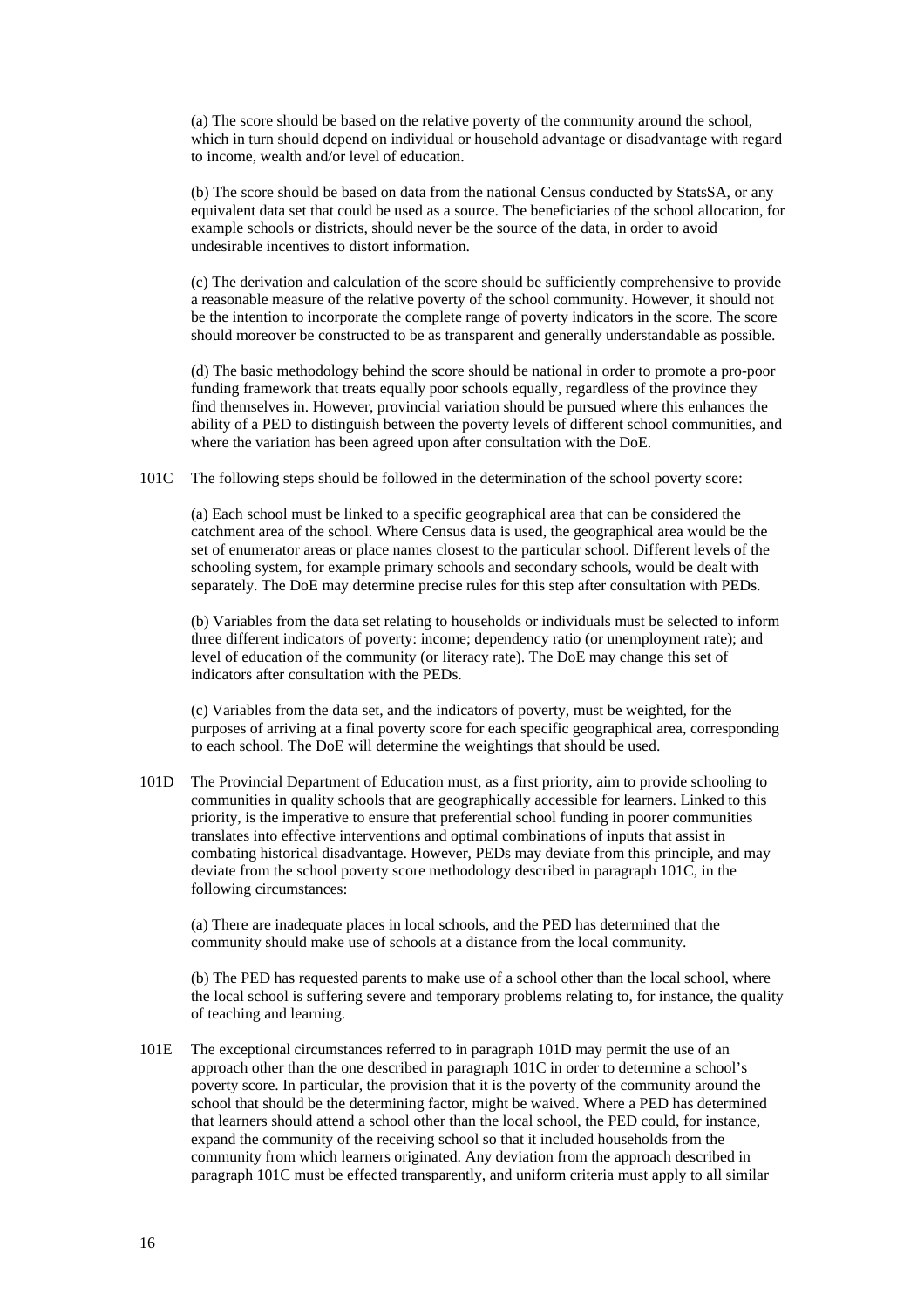(a) The score should be based on the relative poverty of the community around the school, which in turn should depend on individual or household advantage or disadvantage with regard to income, wealth and/or level of education.

(b) The score should be based on data from the national Census conducted by StatsSA, or any equivalent data set that could be used as a source. The beneficiaries of the school allocation, for example schools or districts, should never be the source of the data, in order to avoid undesirable incentives to distort information.

(c) The derivation and calculation of the score should be sufficiently comprehensive to provide a reasonable measure of the relative poverty of the school community. However, it should not be the intention to incorporate the complete range of poverty indicators in the score. The score should moreover be constructed to be as transparent and generally understandable as possible.

(d) The basic methodology behind the score should be national in order to promote a pro-poor funding framework that treats equally poor schools equally, regardless of the province they find themselves in. However, provincial variation should be pursued where this enhances the ability of a PED to distinguish between the poverty levels of different school communities, and where the variation has been agreed upon after consultation with the DoE.

101C The following steps should be followed in the determination of the school poverty score:

(a) Each school must be linked to a specific geographical area that can be considered the catchment area of the school. Where Census data is used, the geographical area would be the set of enumerator areas or place names closest to the particular school. Different levels of the schooling system, for example primary schools and secondary schools, would be dealt with separately. The DoE may determine precise rules for this step after consultation with PEDs.

(b) Variables from the data set relating to households or individuals must be selected to inform three different indicators of poverty: income; dependency ratio (or unemployment rate); and level of education of the community (or literacy rate). The DoE may change this set of indicators after consultation with the PEDs.

(c) Variables from the data set, and the indicators of poverty, must be weighted, for the purposes of arriving at a final poverty score for each specific geographical area, corresponding to each school. The DoE will determine the weightings that should be used.

101D The Provincial Department of Education must, as a first priority, aim to provide schooling to communities in quality schools that are geographically accessible for learners. Linked to this priority, is the imperative to ensure that preferential school funding in poorer communities translates into effective interventions and optimal combinations of inputs that assist in combating historical disadvantage. However, PEDs may deviate from this principle, and may deviate from the school poverty score methodology described in paragraph 101C, in the following circumstances:

(a) There are inadequate places in local schools, and the PED has determined that the community should make use of schools at a distance from the local community.

(b) The PED has requested parents to make use of a school other than the local school, where the local school is suffering severe and temporary problems relating to, for instance, the quality of teaching and learning.

101E The exceptional circumstances referred to in paragraph 101D may permit the use of an approach other than the one described in paragraph 101C in order to determine a school's poverty score. In particular, the provision that it is the poverty of the community around the school that should be the determining factor, might be waived. Where a PED has determined that learners should attend a school other than the local school, the PED could, for instance, expand the community of the receiving school so that it included households from the community from which learners originated. Any deviation from the approach described in paragraph 101C must be effected transparently, and uniform criteria must apply to all similar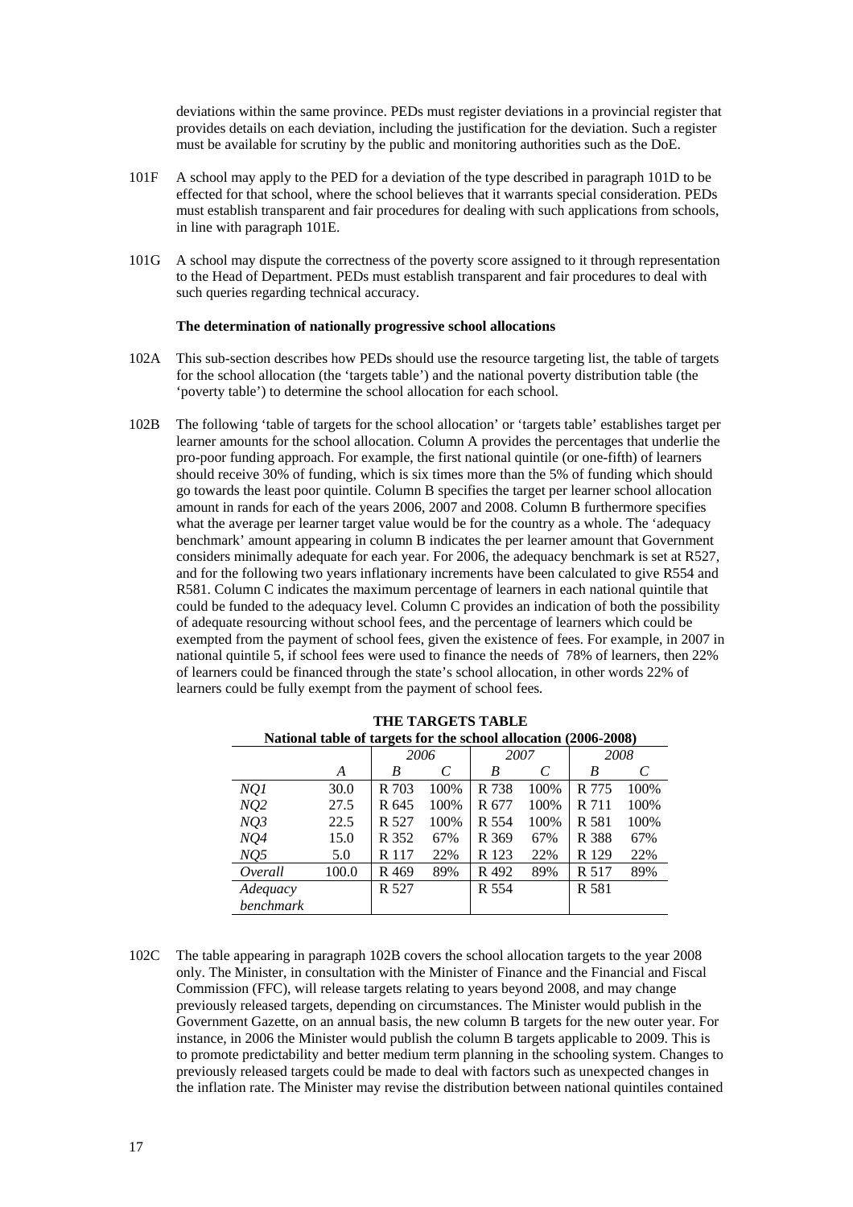deviations within the same province. PEDs must register deviations in a provincial register that provides details on each deviation, including the justification for the deviation. Such a register must be available for scrutiny by the public and monitoring authorities such as the DoE.

101F A school may apply to the PED for a deviation of the type described in paragraph 101D to be effected for that school, where the school believes that it warrants special consideration. PEDs must establish transparent and fair procedures for dealing with such applications from schools, in line with paragraph 101E.

101G A school may dispute the correctness of the poverty score assigned to it through representation to the Head of Department. PEDs must establish transparent and fair procedures to deal with such queries regarding technical accuracy.

**The determination of nationally progressive school allocations**

102A This sub-section describes how PEDs should use the resource targeting list, the table of targets for the school allocation (the 'targets table') and the national poverty distribution table (the 'poverty table') to determine the school allocation for each school.

102B The following 'table of targets for the school allocation' or 'targets table' establishes target per learner amounts for the school allocation. Column A provides the percentages that underlie the pro-poor funding approach. For example, the first national quintile (or one-fifth) of learners should receive 30% of funding, which is six times more than the 5% of funding which should go towards the least poor quintile. Column B specifies the target per learner school allocation amount in rands for each of the years 2006, 2007 and 2008. Column B furthermore specifies what the average per learner target value would be for the country as a whole. The 'adequacy benchmark' amount appearing in column B indicates the per learner amount that Government considers minimally adequate for each year. For 2006, the adequacy benchmark is set at R527, and for the following two years inflationary increments have been calculated to give R554 and R581. Column C indicates the maximum percentage of learners in each national quintile that could be funded to the adequacy level. Column C provides an indication of both the possibility of adequate resourcing without school fees, and the percentage of learners which could be exempted from the payment of school fees, given the existence of fees. For example, in 2007 in national quintile 5, if school fees were used to finance the needs of 78% of learners, then 22% of learners could be financed through the state's school allocation, in other words 22% of learners could be fully exempt from the payment of school fees.

**THE TARGETS TABLE**

**National table of targets for the school allocation (2006-2008)**

| | | *2006* | | *2007* | | *2008* | |
|---|---|---|---|---|---|---|---|
| | *A* | *B* | *C* | *B* | *C* | *B* | *C* |
| *NQ1* | 30.0 | R 703 | 100% | R 738 | 100% | R 775 | 100% |
| *NQ2* | 27.5 | R 645 | 100% | R 677 | 100% | R 711 | 100% |
| *NQ3* | 22.5 | R 527 | 100% | R 554 | 100% | R 581 | 100% |
| *NQ4* | 15.0 | R 352 | 67% | R 369 | 67% | R 388 | 67% |
| *NQ5* | 5.0 | R 117 | 22% | R 123 | 22% | R 129 | 22% |
| *Overall* | 100.0 | R 469 | 89% | R 492 | 89% | R 517 | 89% |
| *Adequacy benchmark* | | R 527 | | R 554 | | R 581 | |

102C The table appearing in paragraph 102B covers the school allocation targets to the year 2008 only. The Minister, in consultation with the Minister of Finance and the Financial and Fiscal Commission (FFC), will release targets relating to years beyond 2008, and may change previously released targets, depending on circumstances. The Minister would publish in the Government Gazette, on an annual basis, the new column B targets for the new outer year. For instance, in 2006 the Minister would publish the column B targets applicable to 2009. This is to promote predictability and better medium term planning in the schooling system. Changes to previously released targets could be made to deal with factors such as unexpected changes in the inflation rate. The Minister may revise the distribution between national quintiles contained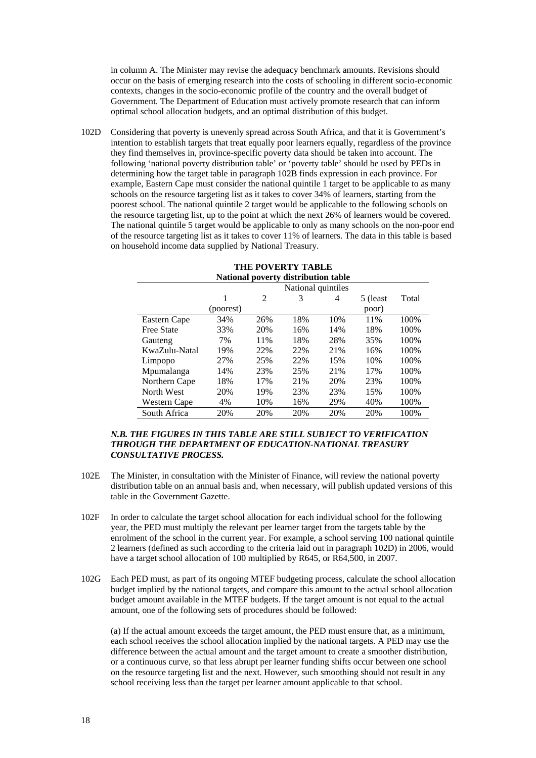in column A. The Minister may revise the adequacy benchmark amounts. Revisions should occur on the basis of emerging research into the costs of schooling in different socio-economic contexts, changes in the socio-economic profile of the country and the overall budget of Government. The Department of Education must actively promote research that can inform optimal school allocation budgets, and an optimal distribution of this budget.

102D Considering that poverty is unevenly spread across South Africa, and that it is Government's intention to establish targets that treat equally poor learners equally, regardless of the province they find themselves in, province-specific poverty data should be taken into account. The following 'national poverty distribution table' or 'poverty table' should be used by PEDs in determining how the target table in paragraph 102B finds expression in each province. For example, Eastern Cape must consider the national quintile 1 target to be applicable to as many schools on the resource targeting list as it takes to cover 34% of learners, starting from the poorest school. The national quintile 2 target would be applicable to the following schools on the resource targeting list, up to the point at which the next 26% of learners would be covered. The national quintile 5 target would be applicable to only as many schools on the non-poor end of the resource targeting list as it takes to cover 11% of learners. The data in this table is based on household income data supplied by National Treasury.

**THE POVERTY TABLE**
**National poverty distribution table**

| | National quintiles | | | | | |
|---|---|---|---|---|---|---|
| | 1 (poorest) | 2 | 3 | 4 | 5 (least poor) | Total |
| Eastern Cape | 34% | 26% | 18% | 10% | 11% | 100% |
| Free State | 33% | 20% | 16% | 14% | 18% | 100% |
| Gauteng | 7% | 11% | 18% | 28% | 35% | 100% |
| KwaZulu-Natal | 19% | 22% | 22% | 21% | 16% | 100% |
| Limpopo | 27% | 25% | 22% | 15% | 10% | 100% |
| Mpumalanga | 14% | 23% | 25% | 21% | 17% | 100% |
| Northern Cape | 18% | 17% | 21% | 20% | 23% | 100% |
| North West | 20% | 19% | 23% | 23% | 15% | 100% |
| Western Cape | 4% | 10% | 16% | 29% | 40% | 100% |
| South Africa | 20% | 20% | 20% | 20% | 20% | 100% |

***N.B. THE FIGURES IN THIS TABLE ARE STILL SUBJECT TO VERIFICATION THROUGH THE DEPARTMENT OF EDUCATION-NATIONAL TREASURY CONSULTATIVE PROCESS.***

102E The Minister, in consultation with the Minister of Finance, will review the national poverty distribution table on an annual basis and, when necessary, will publish updated versions of this table in the Government Gazette.

102F In order to calculate the target school allocation for each individual school for the following year, the PED must multiply the relevant per learner target from the targets table by the enrolment of the school in the current year. For example, a school serving 100 national quintile 2 learners (defined as such according to the criteria laid out in paragraph 102D) in 2006, would have a target school allocation of 100 multiplied by R645, or R64,500, in 2007.

102G Each PED must, as part of its ongoing MTEF budgeting process, calculate the school allocation budget implied by the national targets, and compare this amount to the actual school allocation budget amount available in the MTEF budgets. If the target amount is not equal to the actual amount, one of the following sets of procedures should be followed:

(a) If the actual amount exceeds the target amount, the PED must ensure that, as a minimum, each school receives the school allocation implied by the national targets. A PED may use the difference between the actual amount and the target amount to create a smoother distribution, or a continuous curve, so that less abrupt per learner funding shifts occur between one school on the resource targeting list and the next. However, such smoothing should not result in any school receiving less than the target per learner amount applicable to that school.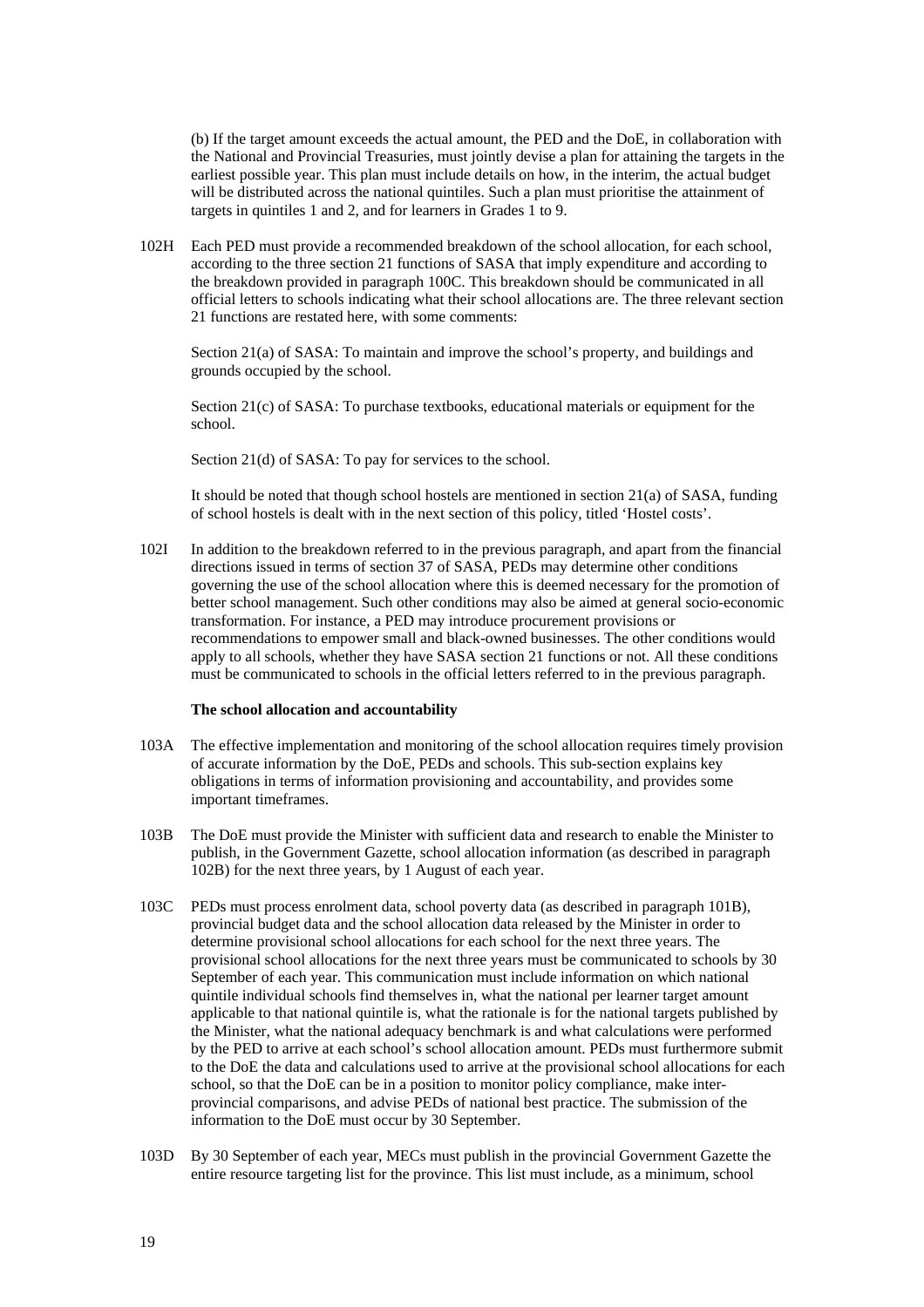(b) If the target amount exceeds the actual amount, the PED and the DoE, in collaboration with the National and Provincial Treasuries, must jointly devise a plan for attaining the targets in the earliest possible year. This plan must include details on how, in the interim, the actual budget will be distributed across the national quintiles. Such a plan must prioritise the attainment of targets in quintiles 1 and 2, and for learners in Grades 1 to 9.

102H Each PED must provide a recommended breakdown of the school allocation, for each school, according to the three section 21 functions of SASA that imply expenditure and according to the breakdown provided in paragraph 100C. This breakdown should be communicated in all official letters to schools indicating what their school allocations are. The three relevant section 21 functions are restated here, with some comments:

Section 21(a) of SASA: To maintain and improve the school's property, and buildings and grounds occupied by the school.

Section 21(c) of SASA: To purchase textbooks, educational materials or equipment for the school.

Section 21(d) of SASA: To pay for services to the school.

It should be noted that though school hostels are mentioned in section 21(a) of SASA, funding of school hostels is dealt with in the next section of this policy, titled 'Hostel costs'.

102I In addition to the breakdown referred to in the previous paragraph, and apart from the financial directions issued in terms of section 37 of SASA, PEDs may determine other conditions governing the use of the school allocation where this is deemed necessary for the promotion of better school management. Such other conditions may also be aimed at general socio-economic transformation. For instance, a PED may introduce procurement provisions or recommendations to empower small and black-owned businesses. The other conditions would apply to all schools, whether they have SASA section 21 functions or not. All these conditions must be communicated to schools in the official letters referred to in the previous paragraph.

**The school allocation and accountability**

103A The effective implementation and monitoring of the school allocation requires timely provision of accurate information by the DoE, PEDs and schools. This sub-section explains key obligations in terms of information provisioning and accountability, and provides some important timeframes.

103B The DoE must provide the Minister with sufficient data and research to enable the Minister to publish, in the Government Gazette, school allocation information (as described in paragraph 102B) for the next three years, by 1 August of each year.

103C PEDs must process enrolment data, school poverty data (as described in paragraph 101B), provincial budget data and the school allocation data released by the Minister in order to determine provisional school allocations for each school for the next three years. The provisional school allocations for the next three years must be communicated to schools by 30 September of each year. This communication must include information on which national quintile individual schools find themselves in, what the national per learner target amount applicable to that national quintile is, what the rationale is for the national targets published by the Minister, what the national adequacy benchmark is and what calculations were performed by the PED to arrive at each school's school allocation amount. PEDs must furthermore submit to the DoE the data and calculations used to arrive at the provisional school allocations for each school, so that the DoE can be in a position to monitor policy compliance, make inter-provincial comparisons, and advise PEDs of national best practice. The submission of the information to the DoE must occur by 30 September.

103D By 30 September of each year, MECs must publish in the provincial Government Gazette the entire resource targeting list for the province. This list must include, as a minimum, school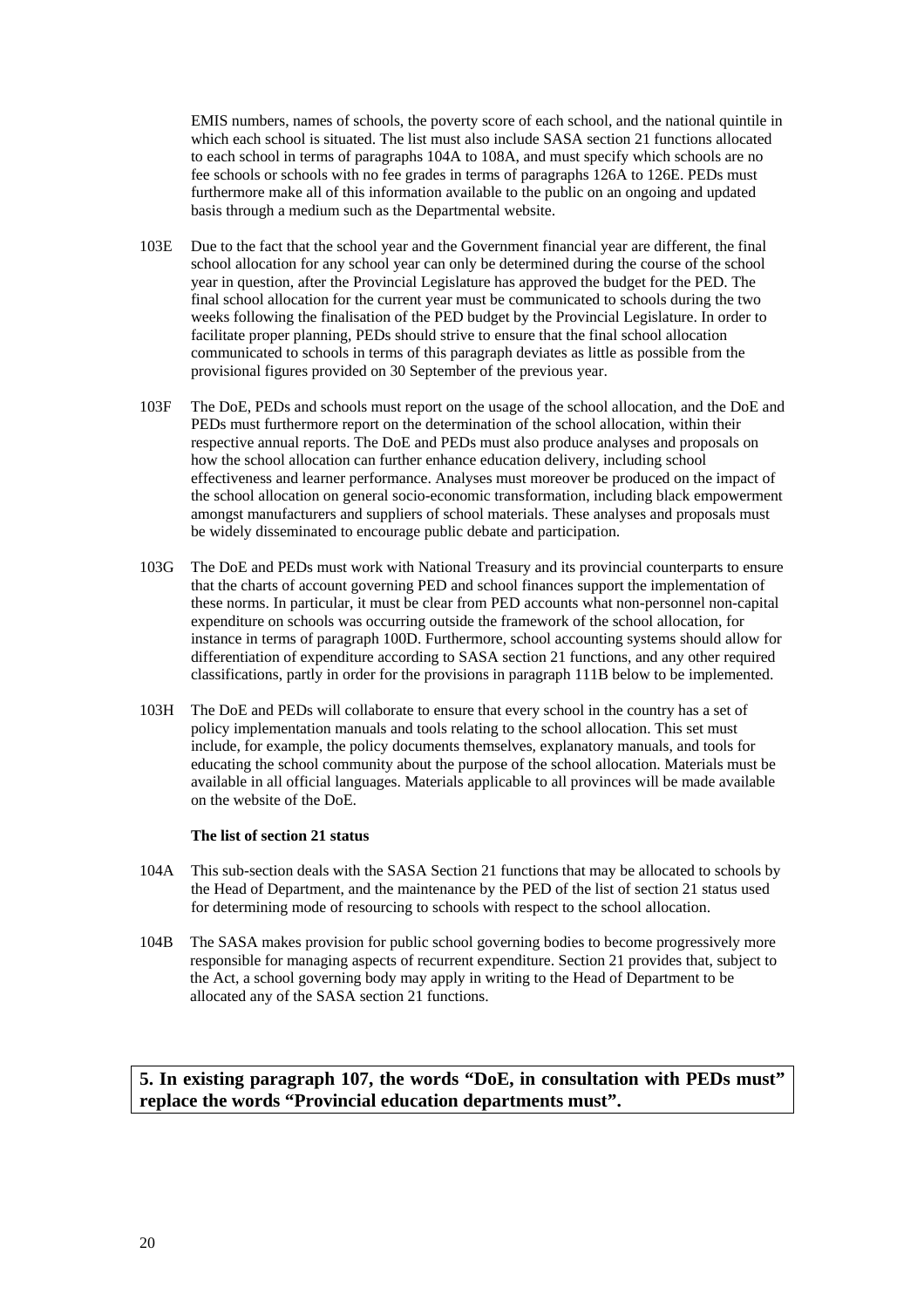EMIS numbers, names of schools, the poverty score of each school, and the national quintile in which each school is situated. The list must also include SASA section 21 functions allocated to each school in terms of paragraphs 104A to 108A, and must specify which schools are no fee schools or schools with no fee grades in terms of paragraphs 126A to 126E. PEDs must furthermore make all of this information available to the public on an ongoing and updated basis through a medium such as the Departmental website.

103E Due to the fact that the school year and the Government financial year are different, the final school allocation for any school year can only be determined during the course of the school year in question, after the Provincial Legislature has approved the budget for the PED. The final school allocation for the current year must be communicated to schools during the two weeks following the finalisation of the PED budget by the Provincial Legislature. In order to facilitate proper planning, PEDs should strive to ensure that the final school allocation communicated to schools in terms of this paragraph deviates as little as possible from the provisional figures provided on 30 September of the previous year.

103F The DoE, PEDs and schools must report on the usage of the school allocation, and the DoE and PEDs must furthermore report on the determination of the school allocation, within their respective annual reports. The DoE and PEDs must also produce analyses and proposals on how the school allocation can further enhance education delivery, including school effectiveness and learner performance. Analyses must moreover be produced on the impact of the school allocation on general socio-economic transformation, including black empowerment amongst manufacturers and suppliers of school materials. These analyses and proposals must be widely disseminated to encourage public debate and participation.

103G The DoE and PEDs must work with National Treasury and its provincial counterparts to ensure that the charts of account governing PED and school finances support the implementation of these norms. In particular, it must be clear from PED accounts what non-personnel non-capital expenditure on schools was occurring outside the framework of the school allocation, for instance in terms of paragraph 100D. Furthermore, school accounting systems should allow for differentiation of expenditure according to SASA section 21 functions, and any other required classifications, partly in order for the provisions in paragraph 111B below to be implemented.

103H The DoE and PEDs will collaborate to ensure that every school in the country has a set of policy implementation manuals and tools relating to the school allocation. This set must include, for example, the policy documents themselves, explanatory manuals, and tools for educating the school community about the purpose of the school allocation. Materials must be available in all official languages. Materials applicable to all provinces will be made available on the website of the DoE.

**The list of section 21 status**

104A This sub-section deals with the SASA Section 21 functions that may be allocated to schools by the Head of Department, and the maintenance by the PED of the list of section 21 status used for determining mode of resourcing to schools with respect to the school allocation.

104B The SASA makes provision for public school governing bodies to become progressively more responsible for managing aspects of recurrent expenditure. Section 21 provides that, subject to the Act, a school governing body may apply in writing to the Head of Department to be allocated any of the SASA section 21 functions.

**5. In existing paragraph 107, the words "DoE, in consultation with PEDs must" replace the words "Provincial education departments must".**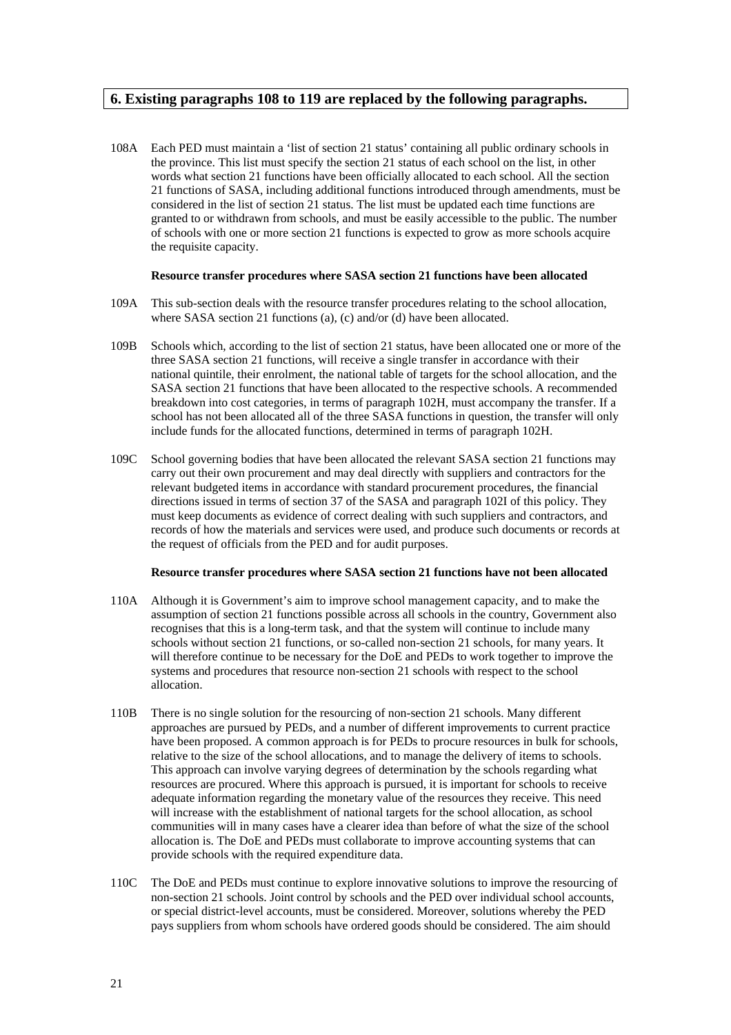## 6. Existing paragraphs 108 to 119 are replaced by the following paragraphs.

108A Each PED must maintain a 'list of section 21 status' containing all public ordinary schools in the province. This list must specify the section 21 status of each school on the list, in other words what section 21 functions have been officially allocated to each school. All the section 21 functions of SASA, including additional functions introduced through amendments, must be considered in the list of section 21 status. The list must be updated each time functions are granted to or withdrawn from schools, and must be easily accessible to the public. The number of schools with one or more section 21 functions is expected to grow as more schools acquire the requisite capacity.

**Resource transfer procedures where SASA section 21 functions have been allocated**

109A This sub-section deals with the resource transfer procedures relating to the school allocation, where SASA section 21 functions (a), (c) and/or (d) have been allocated.

109B Schools which, according to the list of section 21 status, have been allocated one or more of the three SASA section 21 functions, will receive a single transfer in accordance with their national quintile, their enrolment, the national table of targets for the school allocation, and the SASA section 21 functions that have been allocated to the respective schools. A recommended breakdown into cost categories, in terms of paragraph 102H, must accompany the transfer. If a school has not been allocated all of the three SASA functions in question, the transfer will only include funds for the allocated functions, determined in terms of paragraph 102H.

109C School governing bodies that have been allocated the relevant SASA section 21 functions may carry out their own procurement and may deal directly with suppliers and contractors for the relevant budgeted items in accordance with standard procurement procedures, the financial directions issued in terms of section 37 of the SASA and paragraph 102I of this policy. They must keep documents as evidence of correct dealing with such suppliers and contractors, and records of how the materials and services were used, and produce such documents or records at the request of officials from the PED and for audit purposes.

**Resource transfer procedures where SASA section 21 functions have not been allocated**

110A Although it is Government's aim to improve school management capacity, and to make the assumption of section 21 functions possible across all schools in the country, Government also recognises that this is a long-term task, and that the system will continue to include many schools without section 21 functions, or so-called non-section 21 schools, for many years. It will therefore continue to be necessary for the DoE and PEDs to work together to improve the systems and procedures that resource non-section 21 schools with respect to the school allocation.

110B There is no single solution for the resourcing of non-section 21 schools. Many different approaches are pursued by PEDs, and a number of different improvements to current practice have been proposed. A common approach is for PEDs to procure resources in bulk for schools, relative to the size of the school allocations, and to manage the delivery of items to schools. This approach can involve varying degrees of determination by the schools regarding what resources are procured. Where this approach is pursued, it is important for schools to receive adequate information regarding the monetary value of the resources they receive. This need will increase with the establishment of national targets for the school allocation, as school communities will in many cases have a clearer idea than before of what the size of the school allocation is. The DoE and PEDs must collaborate to improve accounting systems that can provide schools with the required expenditure data.

110C The DoE and PEDs must continue to explore innovative solutions to improve the resourcing of non-section 21 schools. Joint control by schools and the PED over individual school accounts, or special district-level accounts, must be considered. Moreover, solutions whereby the PED pays suppliers from whom schools have ordered goods should be considered. The aim should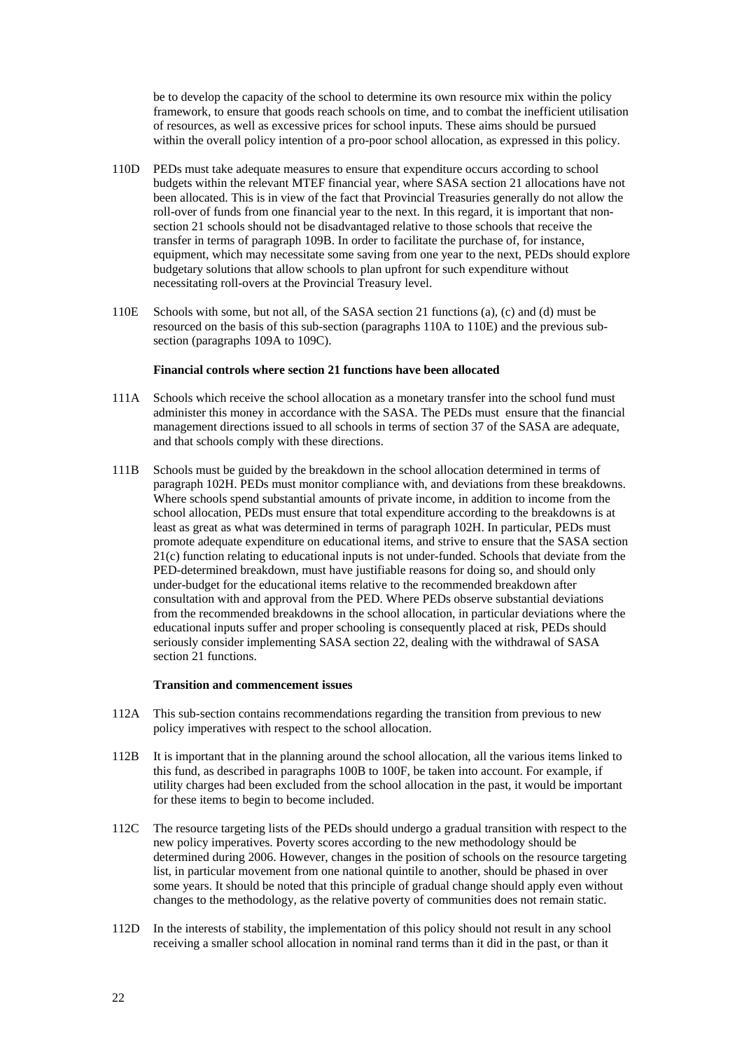be to develop the capacity of the school to determine its own resource mix within the policy framework, to ensure that goods reach schools on time, and to combat the inefficient utilisation of resources, as well as excessive prices for school inputs. These aims should be pursued within the overall policy intention of a pro-poor school allocation, as expressed in this policy.

110D PEDs must take adequate measures to ensure that expenditure occurs according to school budgets within the relevant MTEF financial year, where SASA section 21 allocations have not been allocated. This is in view of the fact that Provincial Treasuries generally do not allow the roll-over of funds from one financial year to the next. In this regard, it is important that non-section 21 schools should not be disadvantaged relative to those schools that receive the transfer in terms of paragraph 109B. In order to facilitate the purchase of, for instance, equipment, which may necessitate some saving from one year to the next, PEDs should explore budgetary solutions that allow schools to plan upfront for such expenditure without necessitating roll-overs at the Provincial Treasury level.

110E Schools with some, but not all, of the SASA section 21 functions (a), (c) and (d) must be resourced on the basis of this sub-section (paragraphs 110A to 110E) and the previous sub-section (paragraphs 109A to 109C).

**Financial controls where section 21 functions have been allocated**

111A Schools which receive the school allocation as a monetary transfer into the school fund must administer this money in accordance with the SASA. The PEDs must ensure that the financial management directions issued to all schools in terms of section 37 of the SASA are adequate, and that schools comply with these directions.

111B Schools must be guided by the breakdown in the school allocation determined in terms of paragraph 102H. PEDs must monitor compliance with, and deviations from these breakdowns. Where schools spend substantial amounts of private income, in addition to income from the school allocation, PEDs must ensure that total expenditure according to the breakdowns is at least as great as what was determined in terms of paragraph 102H. In particular, PEDs must promote adequate expenditure on educational items, and strive to ensure that the SASA section 21(c) function relating to educational inputs is not under-funded. Schools that deviate from the PED-determined breakdown, must have justifiable reasons for doing so, and should only under-budget for the educational items relative to the recommended breakdown after consultation with and approval from the PED. Where PEDs observe substantial deviations from the recommended breakdowns in the school allocation, in particular deviations where the educational inputs suffer and proper schooling is consequently placed at risk, PEDs should seriously consider implementing SASA section 22, dealing with the withdrawal of SASA section 21 functions.

**Transition and commencement issues**

112A This sub-section contains recommendations regarding the transition from previous to new policy imperatives with respect to the school allocation.

112B It is important that in the planning around the school allocation, all the various items linked to this fund, as described in paragraphs 100B to 100F, be taken into account. For example, if utility charges had been excluded from the school allocation in the past, it would be important for these items to begin to become included.

112C The resource targeting lists of the PEDs should undergo a gradual transition with respect to the new policy imperatives. Poverty scores according to the new methodology should be determined during 2006. However, changes in the position of schools on the resource targeting list, in particular movement from one national quintile to another, should be phased in over some years. It should be noted that this principle of gradual change should apply even without changes to the methodology, as the relative poverty of communities does not remain static.

112D In the interests of stability, the implementation of this policy should not result in any school receiving a smaller school allocation in nominal rand terms than it did in the past, or than it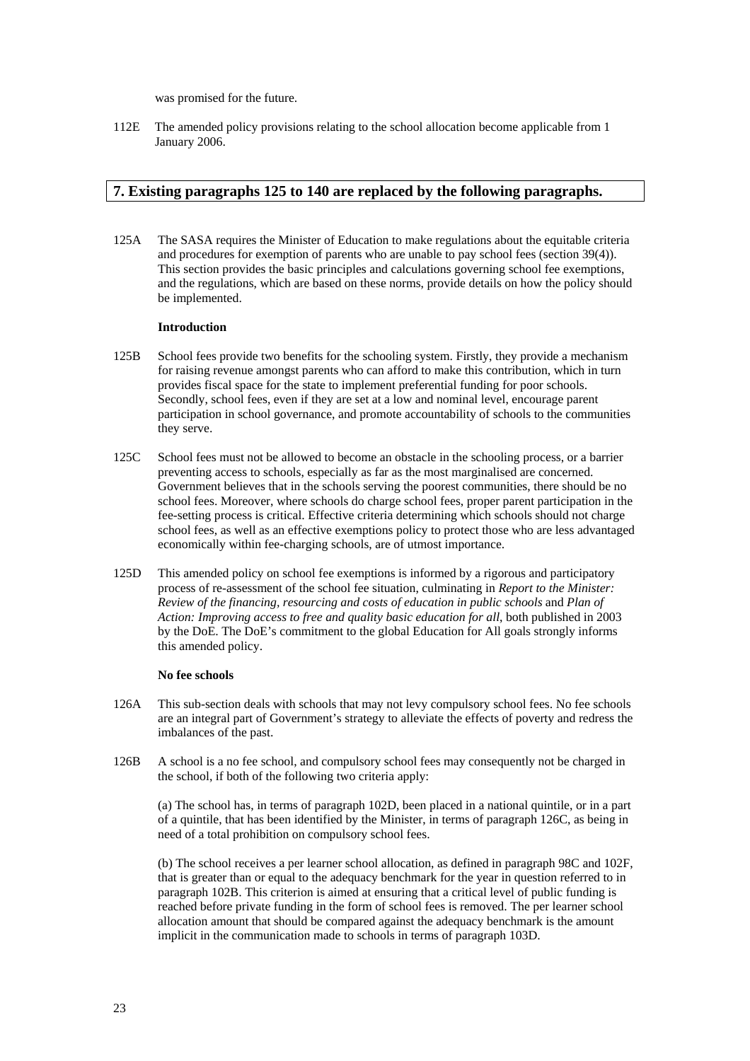was promised for the future.

112E The amended policy provisions relating to the school allocation become applicable from 1 January 2006.

## 7. Existing paragraphs 125 to 140 are replaced by the following paragraphs.

125A The SASA requires the Minister of Education to make regulations about the equitable criteria and procedures for exemption of parents who are unable to pay school fees (section 39(4)). This section provides the basic principles and calculations governing school fee exemptions, and the regulations, which are based on these norms, provide details on how the policy should be implemented.

**Introduction**

125B School fees provide two benefits for the schooling system. Firstly, they provide a mechanism for raising revenue amongst parents who can afford to make this contribution, which in turn provides fiscal space for the state to implement preferential funding for poor schools. Secondly, school fees, even if they are set at a low and nominal level, encourage parent participation in school governance, and promote accountability of schools to the communities they serve.

125C School fees must not be allowed to become an obstacle in the schooling process, or a barrier preventing access to schools, especially as far as the most marginalised are concerned. Government believes that in the schools serving the poorest communities, there should be no school fees. Moreover, where schools do charge school fees, proper parent participation in the fee-setting process is critical. Effective criteria determining which schools should not charge school fees, as well as an effective exemptions policy to protect those who are less advantaged economically within fee-charging schools, are of utmost importance.

125D This amended policy on school fee exemptions is informed by a rigorous and participatory process of re-assessment of the school fee situation, culminating in *Report to the Minister: Review of the financing, resourcing and costs of education in public schools* and *Plan of Action: Improving access to free and quality basic education for all*, both published in 2003 by the DoE. The DoE's commitment to the global Education for All goals strongly informs this amended policy.

**No fee schools**

126A This sub-section deals with schools that may not levy compulsory school fees. No fee schools are an integral part of Government's strategy to alleviate the effects of poverty and redress the imbalances of the past.

126B A school is a no fee school, and compulsory school fees may consequently not be charged in the school, if both of the following two criteria apply:

(a) The school has, in terms of paragraph 102D, been placed in a national quintile, or in a part of a quintile, that has been identified by the Minister, in terms of paragraph 126C, as being in need of a total prohibition on compulsory school fees.

(b) The school receives a per learner school allocation, as defined in paragraph 98C and 102F, that is greater than or equal to the adequacy benchmark for the year in question referred to in paragraph 102B. This criterion is aimed at ensuring that a critical level of public funding is reached before private funding in the form of school fees is removed. The per learner school allocation amount that should be compared against the adequacy benchmark is the amount implicit in the communication made to schools in terms of paragraph 103D.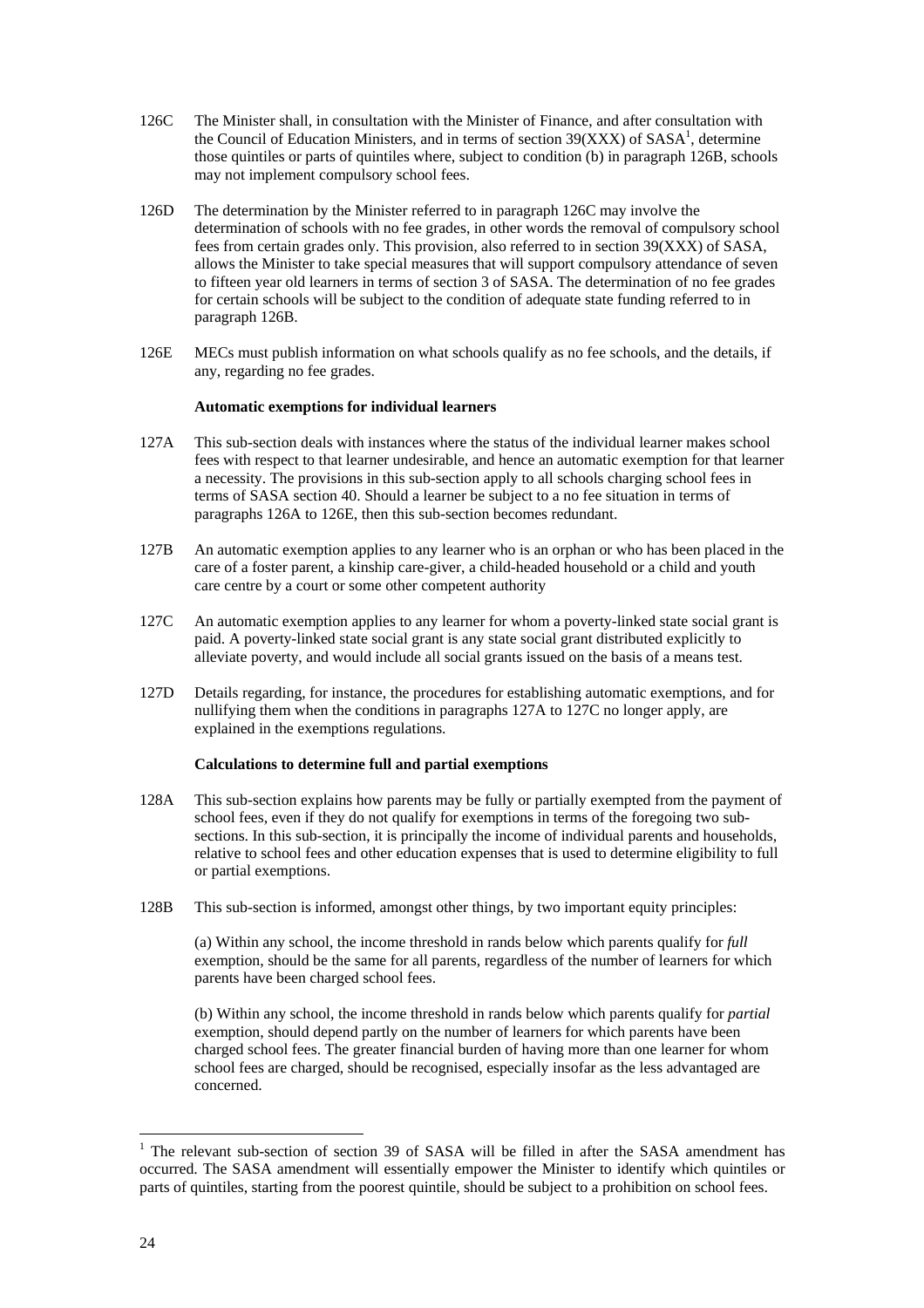126C The Minister shall, in consultation with the Minister of Finance, and after consultation with the Council of Education Ministers, and in terms of section 39(XXX) of SASA[1], determine those quintiles or parts of quintiles where, subject to condition (b) in paragraph 126B, schools may not implement compulsory school fees.

126D The determination by the Minister referred to in paragraph 126C may involve the determination of schools with no fee grades, in other words the removal of compulsory school fees from certain grades only. This provision, also referred to in section 39(XXX) of SASA, allows the Minister to take special measures that will support compulsory attendance of seven to fifteen year old learners in terms of section 3 of SASA. The determination of no fee grades for certain schools will be subject to the condition of adequate state funding referred to in paragraph 126B.

126E MECs must publish information on what schools qualify as no fee schools, and the details, if any, regarding no fee grades.

**Automatic exemptions for individual learners**

127A This sub-section deals with instances where the status of the individual learner makes school fees with respect to that learner undesirable, and hence an automatic exemption for that learner a necessity. The provisions in this sub-section apply to all schools charging school fees in terms of SASA section 40. Should a learner be subject to a no fee situation in terms of paragraphs 126A to 126E, then this sub-section becomes redundant.

127B An automatic exemption applies to any learner who is an orphan or who has been placed in the care of a foster parent, a kinship care-giver, a child-headed household or a child and youth care centre by a court or some other competent authority

127C An automatic exemption applies to any learner for whom a poverty-linked state social grant is paid. A poverty-linked state social grant is any state social grant distributed explicitly to alleviate poverty, and would include all social grants issued on the basis of a means test.

127D Details regarding, for instance, the procedures for establishing automatic exemptions, and for nullifying them when the conditions in paragraphs 127A to 127C no longer apply, are explained in the exemptions regulations.

**Calculations to determine full and partial exemptions**

128A This sub-section explains how parents may be fully or partially exempted from the payment of school fees, even if they do not qualify for exemptions in terms of the foregoing two sub-sections. In this sub-section, it is principally the income of individual parents and households, relative to school fees and other education expenses that is used to determine eligibility to full or partial exemptions.

128B This sub-section is informed, amongst other things, by two important equity principles:

(a) Within any school, the income threshold in rands below which parents qualify for *full* exemption, should be the same for all parents, regardless of the number of learners for which parents have been charged school fees.

(b) Within any school, the income threshold in rands below which parents qualify for *partial* exemption, should depend partly on the number of learners for which parents have been charged school fees. The greater financial burden of having more than one learner for whom school fees are charged, should be recognised, especially insofar as the less advantaged are concerned.

---

[1] The relevant sub-section of section 39 of SASA will be filled in after the SASA amendment has occurred. The SASA amendment will essentially empower the Minister to identify which quintiles or parts of quintiles, starting from the poorest quintile, should be subject to a prohibition on school fees.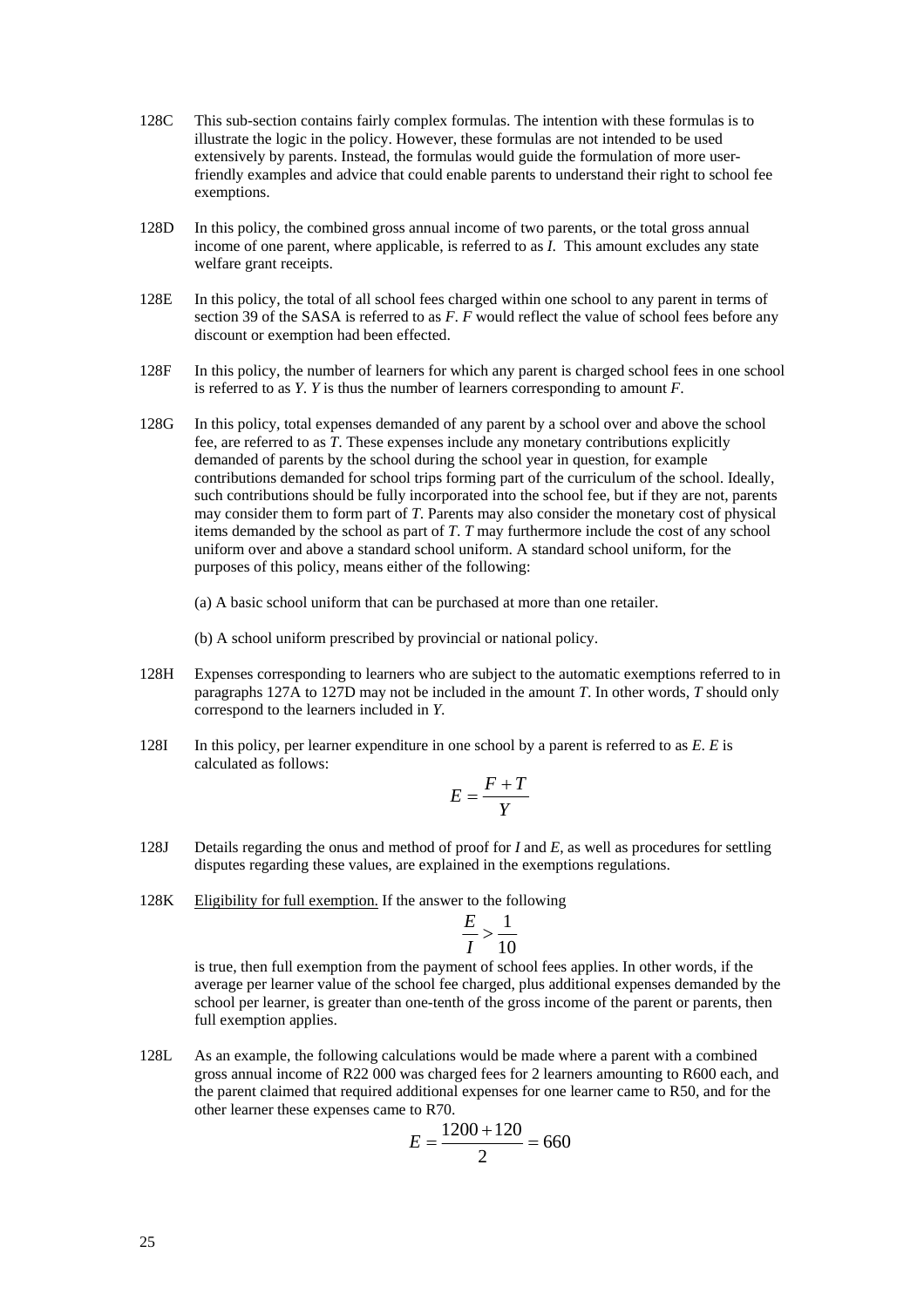128C This sub-section contains fairly complex formulas. The intention with these formulas is to illustrate the logic in the policy. However, these formulas are not intended to be used extensively by parents. Instead, the formulas would guide the formulation of more user-friendly examples and advice that could enable parents to understand their right to school fee exemptions.

128D In this policy, the combined gross annual income of two parents, or the total gross annual income of one parent, where applicable, is referred to as $I$. This amount excludes any state welfare grant receipts.

128E In this policy, the total of all school fees charged within one school to any parent in terms of section 39 of the SASA is referred to as $F$. $F$ would reflect the value of school fees before any discount or exemption had been effected.

128F In this policy, the number of learners for which any parent is charged school fees in one school is referred to as $Y$. $Y$ is thus the number of learners corresponding to amount $F$.

128G In this policy, total expenses demanded of any parent by a school over and above the school fee, are referred to as $T$. These expenses include any monetary contributions explicitly demanded of parents by the school during the school year in question, for example contributions demanded for school trips forming part of the curriculum of the school. Ideally, such contributions should be fully incorporated into the school fee, but if they are not, parents may consider them to form part of $T$. Parents may also consider the monetary cost of physical items demanded by the school as part of $T$. $T$ may furthermore include the cost of any school uniform over and above a standard school uniform. A standard school uniform, for the purposes of this policy, means either of the following:

(a) A basic school uniform that can be purchased at more than one retailer.

(b) A school uniform prescribed by provincial or national policy.

128H Expenses corresponding to learners who are subject to the automatic exemptions referred to in paragraphs 127A to 127D may not be included in the amount $T$. In other words, $T$ should only correspond to the learners included in $Y$.

128I In this policy, per learner expenditure in one school by a parent is referred to as $E$. $E$ is calculated as follows:

$$E = \frac{F + T}{Y}$$

128J Details regarding the onus and method of proof for $I$ and $E$, as well as procedures for settling disputes regarding these values, are explained in the exemptions regulations.

128K Eligibility for full exemption. If the answer to the following

$$\frac{E}{I} > \frac{1}{10}$$

is true, then full exemption from the payment of school fees applies. In other words, if the average per learner value of the school fee charged, plus additional expenses demanded by the school per learner, is greater than one-tenth of the gross income of the parent or parents, then full exemption applies.

128L As an example, the following calculations would be made where a parent with a combined gross annual income of R22 000 was charged fees for 2 learners amounting to R600 each, and the parent claimed that required additional expenses for one learner came to R50, and for the other learner these expenses came to R70.

$$E = \frac{1200 + 120}{2} = 660$$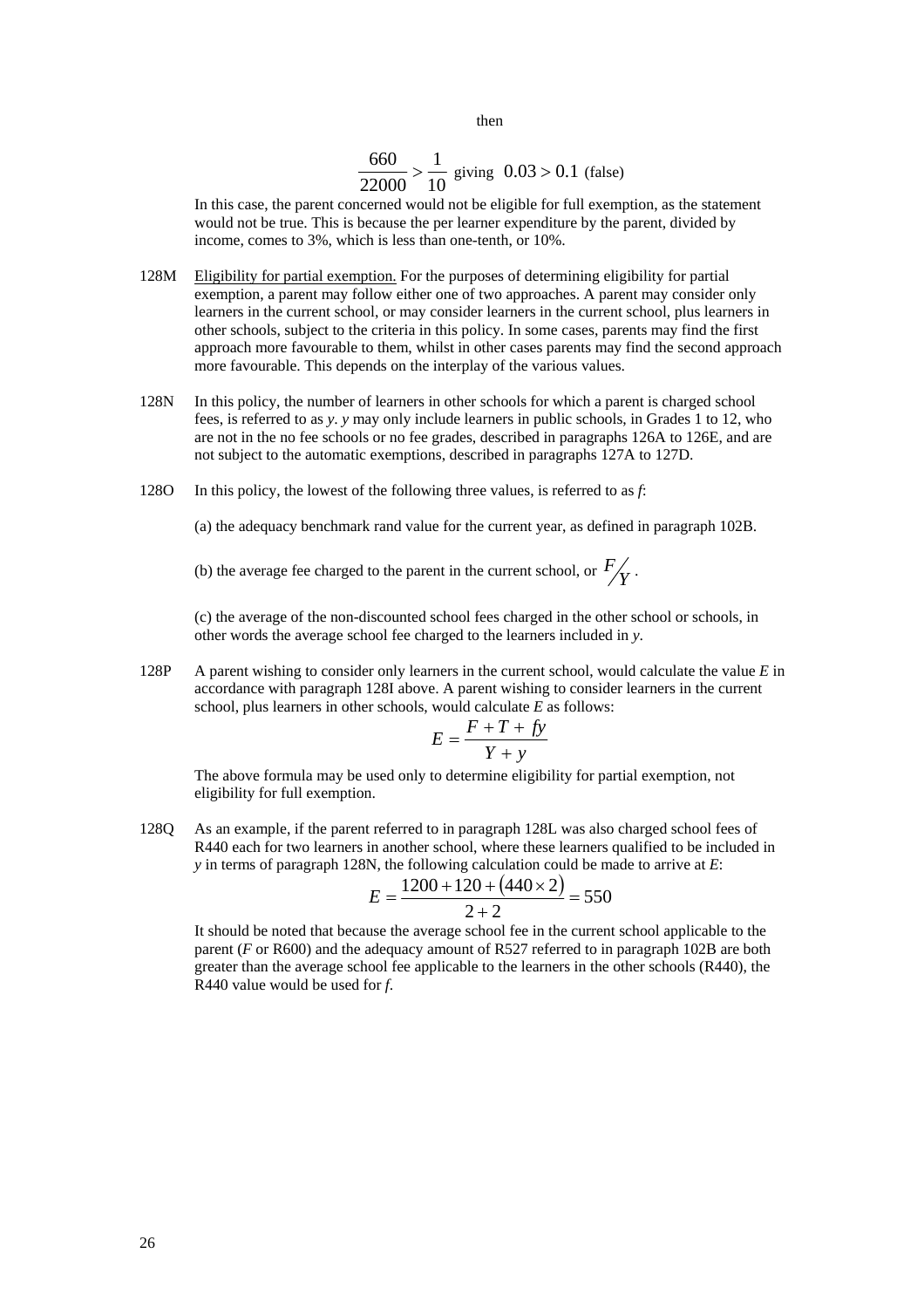then

$$\frac{660}{22000} > \frac{1}{10} \text{ giving } 0.03 > 0.1 \text{ (false)}$$

In this case, the parent concerned would not be eligible for full exemption, as the statement would not be true. This is because the per learner expenditure by the parent, divided by income, comes to 3%, which is less than one-tenth, or 10%.

128M Eligibility for partial exemption. For the purposes of determining eligibility for partial exemption, a parent may follow either one of two approaches. A parent may consider only learners in the current school, or may consider learners in the current school, plus learners in other schools, subject to the criteria in this policy. In some cases, parents may find the first approach more favourable to them, whilst in other cases parents may find the second approach more favourable. This depends on the interplay of the various values.

128N In this policy, the number of learners in other schools for which a parent is charged school fees, is referred to as $y$. $y$ may only include learners in public schools, in Grades 1 to 12, who are not in the no fee schools or no fee grades, described in paragraphs 126A to 126E, and are not subject to the automatic exemptions, described in paragraphs 127A to 127D.

128O In this policy, the lowest of the following three values, is referred to as $f$:

(a) the adequacy benchmark rand value for the current year, as defined in paragraph 102B.

(b) the average fee charged to the parent in the current school, or $F/Y$.

(c) the average of the non-discounted school fees charged in the other school or schools, in other words the average school fee charged to the learners included in $y$.

128P A parent wishing to consider only learners in the current school, would calculate the value $E$ in accordance with paragraph 128I above. A parent wishing to consider learners in the current school, plus learners in other schools, would calculate $E$ as follows:

$$E = \frac{F + T + fy}{Y + y}$$

The above formula may be used only to determine eligibility for partial exemption, not eligibility for full exemption.

128Q As an example, if the parent referred to in paragraph 128L was also charged school fees of R440 each for two learners in another school, where these learners qualified to be included in $y$ in terms of paragraph 128N, the following calculation could be made to arrive at $E$:

$$E = \frac{1200 + 120 + (440 \times 2)}{2 + 2} = 550$$

It should be noted that because the average school fee in the current school applicable to the parent ($F$ or R600) and the adequacy amount of R527 referred to in paragraph 102B are both greater than the average school fee applicable to the learners in the other schools (R440), the R440 value would be used for $f$.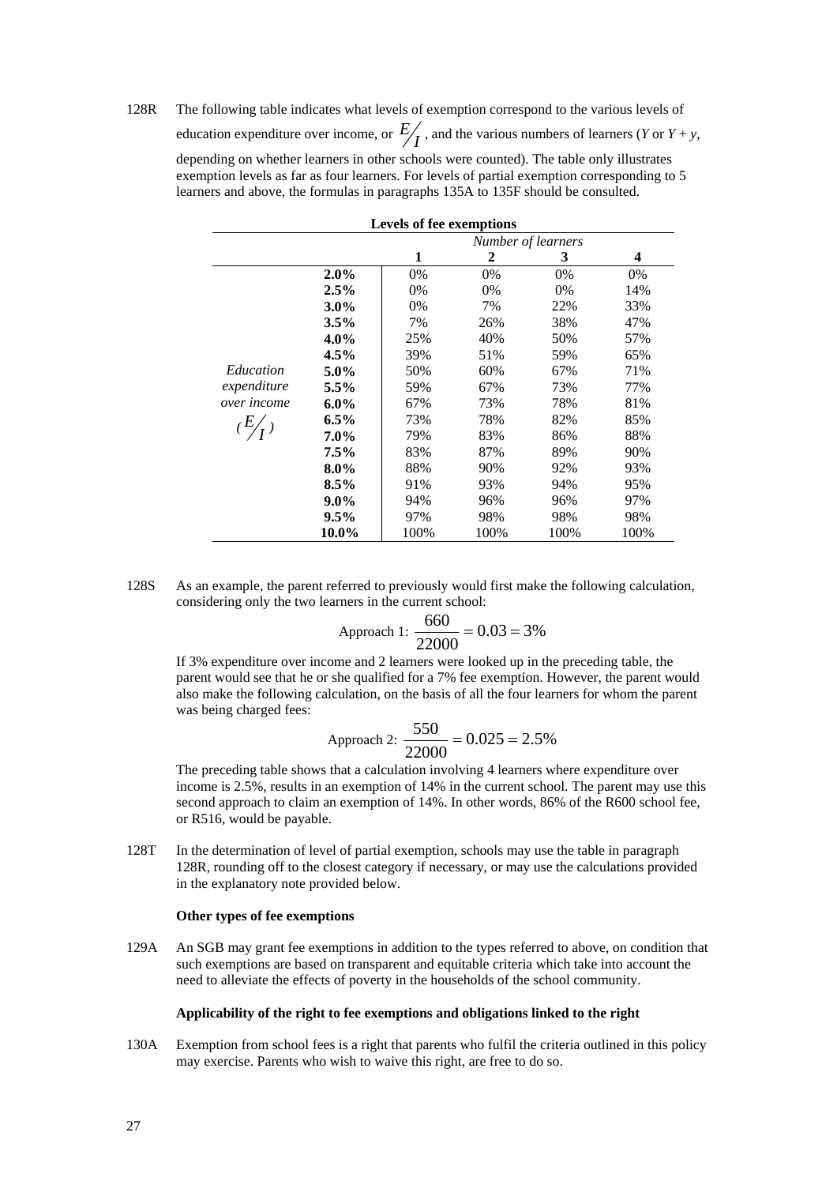128R The following table indicates what levels of exemption correspond to the various levels of education expenditure over income, or $E/I$, and the various numbers of learners ($Y$ or $Y + y$, depending on whether learners in other schools were counted). The table only illustrates exemption levels as far as four learners. For levels of partial exemption corresponding to 5 learners and above, the formulas in paragraphs 135A to 135F should be consulted.

**Levels of fee exemptions**

| | | *Number of learners* | | | |
|---|---|---|---|---|---|
| | | **1** | **2** | **3** | **4** |
| *Education expenditure over income* ($E/I$) | **2.0%** | 0% | 0% | 0% | 0% |
| | **2.5%** | 0% | 0% | 0% | 14% |
| | **3.0%** | 0% | 7% | 22% | 33% |
| | **3.5%** | 7% | 26% | 38% | 47% |
| | **4.0%** | 25% | 40% | 50% | 57% |
| | **4.5%** | 39% | 51% | 59% | 65% |
| | **5.0%** | 50% | 60% | 67% | 71% |
| | **5.5%** | 59% | 67% | 73% | 77% |
| | **6.0%** | 67% | 73% | 78% | 81% |
| | **6.5%** | 73% | 78% | 82% | 85% |
| | **7.0%** | 79% | 83% | 86% | 88% |
| | **7.5%** | 83% | 87% | 89% | 90% |
| | **8.0%** | 88% | 90% | 92% | 93% |
| | **8.5%** | 91% | 93% | 94% | 95% |
| | **9.0%** | 94% | 96% | 96% | 97% |
| | **9.5%** | 97% | 98% | 98% | 98% |
| | **10.0%** | 100% | 100% | 100% | 100% |

128S As an example, the parent referred to previously would first make the following calculation, considering only the two learners in the current school:

$$\text{Approach 1: } \frac{660}{22000} = 0.03 = 3\%$$

If 3% expenditure over income and 2 learners were looked up in the preceding table, the parent would see that he or she qualified for a 7% fee exemption. However, the parent would also make the following calculation, on the basis of all the four learners for whom the parent was being charged fees:

$$\text{Approach 2: } \frac{550}{22000} = 0.025 = 2.5\%$$

The preceding table shows that a calculation involving 4 learners where expenditure over income is 2.5%, results in an exemption of 14% in the current school. The parent may use this second approach to claim an exemption of 14%. In other words, 86% of the R600 school fee, or R516, would be payable.

128T In the determination of level of partial exemption, schools may use the table in paragraph 128R, rounding off to the closest category if necessary, or may use the calculations provided in the explanatory note provided below.

**Other types of fee exemptions**

129A An SGB may grant fee exemptions in addition to the types referred to above, on condition that such exemptions are based on transparent and equitable criteria which take into account the need to alleviate the effects of poverty in the households of the school community.

**Applicability of the right to fee exemptions and obligations linked to the right**

130A Exemption from school fees is a right that parents who fulfil the criteria outlined in this policy may exercise. Parents who wish to waive this right, are free to do so.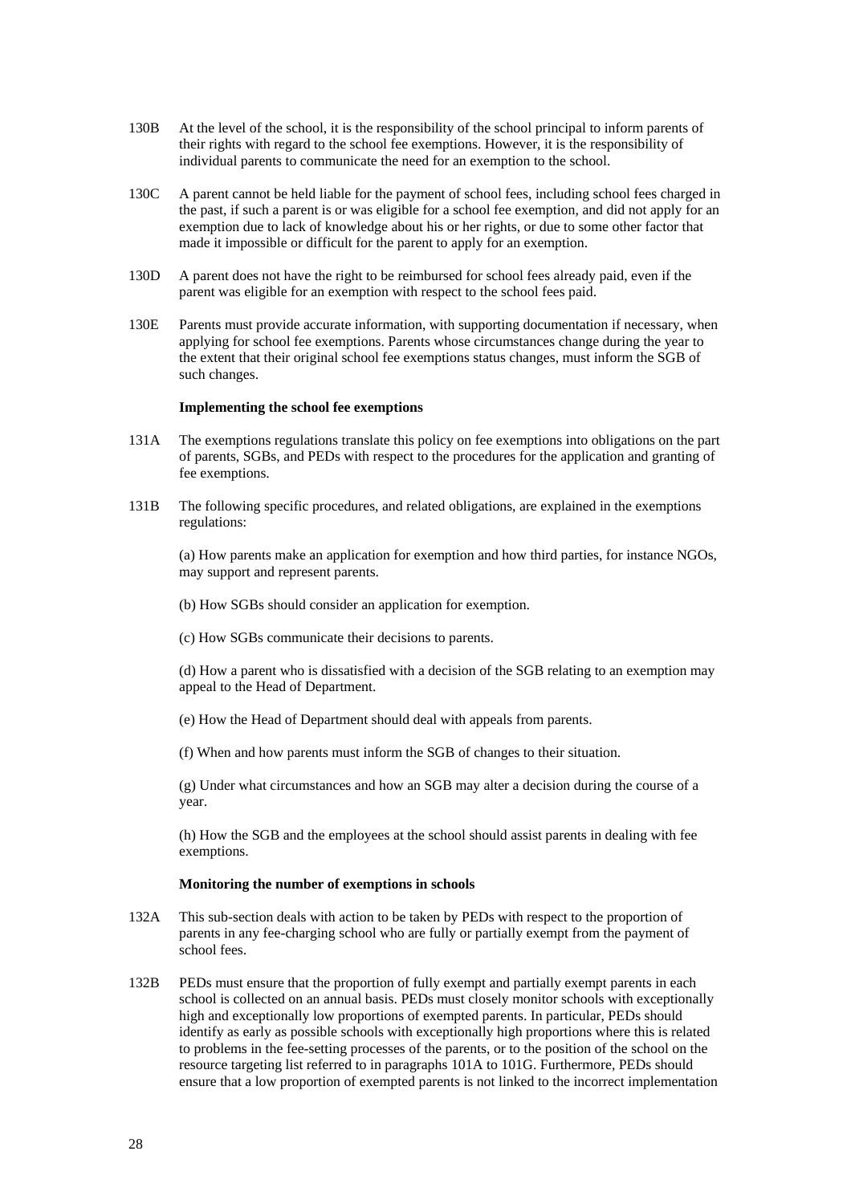130B At the level of the school, it is the responsibility of the school principal to inform parents of their rights with regard to the school fee exemptions. However, it is the responsibility of individual parents to communicate the need for an exemption to the school.

130C A parent cannot be held liable for the payment of school fees, including school fees charged in the past, if such a parent is or was eligible for a school fee exemption, and did not apply for an exemption due to lack of knowledge about his or her rights, or due to some other factor that made it impossible or difficult for the parent to apply for an exemption.

130D A parent does not have the right to be reimbursed for school fees already paid, even if the parent was eligible for an exemption with respect to the school fees paid.

130E Parents must provide accurate information, with supporting documentation if necessary, when applying for school fee exemptions. Parents whose circumstances change during the year to the extent that their original school fee exemptions status changes, must inform the SGB of such changes.

**Implementing the school fee exemptions**

131A The exemptions regulations translate this policy on fee exemptions into obligations on the part of parents, SGBs, and PEDs with respect to the procedures for the application and granting of fee exemptions.

131B The following specific procedures, and related obligations, are explained in the exemptions regulations:

(a) How parents make an application for exemption and how third parties, for instance NGOs, may support and represent parents.

(b) How SGBs should consider an application for exemption.

(c) How SGBs communicate their decisions to parents.

(d) How a parent who is dissatisfied with a decision of the SGB relating to an exemption may appeal to the Head of Department.

(e) How the Head of Department should deal with appeals from parents.

(f) When and how parents must inform the SGB of changes to their situation.

(g) Under what circumstances and how an SGB may alter a decision during the course of a year.

(h) How the SGB and the employees at the school should assist parents in dealing with fee exemptions.

**Monitoring the number of exemptions in schools**

132A This sub-section deals with action to be taken by PEDs with respect to the proportion of parents in any fee-charging school who are fully or partially exempt from the payment of school fees.

132B PEDs must ensure that the proportion of fully exempt and partially exempt parents in each school is collected on an annual basis. PEDs must closely monitor schools with exceptionally high and exceptionally low proportions of exempted parents. In particular, PEDs should identify as early as possible schools with exceptionally high proportions where this is related to problems in the fee-setting processes of the parents, or to the position of the school on the resource targeting list referred to in paragraphs 101A to 101G. Furthermore, PEDs should ensure that a low proportion of exempted parents is not linked to the incorrect implementation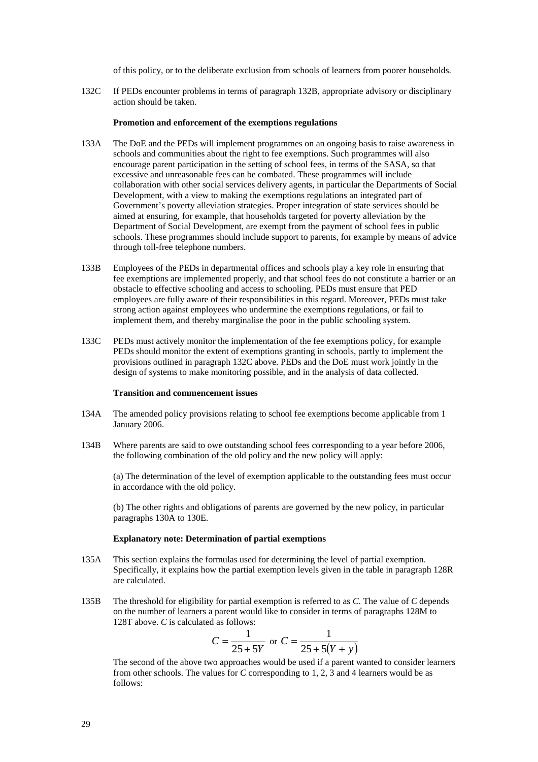of this policy, or to the deliberate exclusion from schools of learners from poorer households.

132C If PEDs encounter problems in terms of paragraph 132B, appropriate advisory or disciplinary action should be taken.

**Promotion and enforcement of the exemptions regulations**

133A The DoE and the PEDs will implement programmes on an ongoing basis to raise awareness in schools and communities about the right to fee exemptions. Such programmes will also encourage parent participation in the setting of school fees, in terms of the SASA, so that excessive and unreasonable fees can be combated. These programmes will include collaboration with other social services delivery agents, in particular the Departments of Social Development, with a view to making the exemptions regulations an integrated part of Government's poverty alleviation strategies. Proper integration of state services should be aimed at ensuring, for example, that households targeted for poverty alleviation by the Department of Social Development, are exempt from the payment of school fees in public schools. These programmes should include support to parents, for example by means of advice through toll-free telephone numbers.

133B Employees of the PEDs in departmental offices and schools play a key role in ensuring that fee exemptions are implemented properly, and that school fees do not constitute a barrier or an obstacle to effective schooling and access to schooling. PEDs must ensure that PED employees are fully aware of their responsibilities in this regard. Moreover, PEDs must take strong action against employees who undermine the exemptions regulations, or fail to implement them, and thereby marginalise the poor in the public schooling system.

133C PEDs must actively monitor the implementation of the fee exemptions policy, for example PEDs should monitor the extent of exemptions granting in schools, partly to implement the provisions outlined in paragraph 132C above. PEDs and the DoE must work jointly in the design of systems to make monitoring possible, and in the analysis of data collected.

**Transition and commencement issues**

134A The amended policy provisions relating to school fee exemptions become applicable from 1 January 2006.

134B Where parents are said to owe outstanding school fees corresponding to a year before 2006, the following combination of the old policy and the new policy will apply:

(a) The determination of the level of exemption applicable to the outstanding fees must occur in accordance with the old policy.

(b) The other rights and obligations of parents are governed by the new policy, in particular paragraphs 130A to 130E.

**Explanatory note: Determination of partial exemptions**

135A This section explains the formulas used for determining the level of partial exemption. Specifically, it explains how the partial exemption levels given in the table in paragraph 128R are calculated.

135B The threshold for eligibility for partial exemption is referred to as $C$. The value of $C$ depends on the number of learners a parent would like to consider in terms of paragraphs 128M to 128T above. $C$ is calculated as follows:

$$C = \frac{1}{25 + 5Y} \text{ or } C = \frac{1}{25 + 5(Y + y)}$$

The second of the above two approaches would be used if a parent wanted to consider learners from other schools. The values for $C$ corresponding to 1, 2, 3 and 4 learners would be as follows: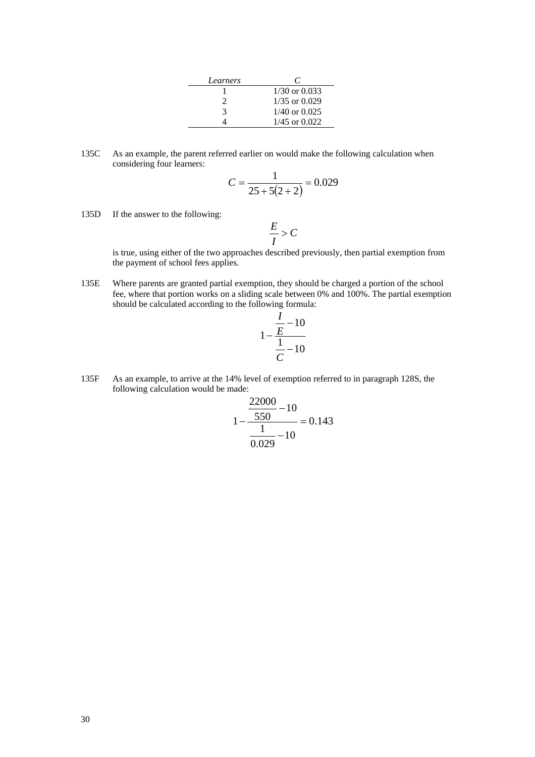| *Learners* | *C* |
|---|---|
| 1 | 1/30 or 0.033 |
| 2 | 1/35 or 0.029 |
| 3 | 1/40 or 0.025 |
| 4 | 1/45 or 0.022 |

135C As an example, the parent referred earlier on would make the following calculation when considering four learners:

$$C = \frac{1}{25 + 5(2 + 2)} = 0.029$$

135D If the answer to the following:

$$\frac{E}{I} > C$$

is true, using either of the two approaches described previously, then partial exemption from the payment of school fees applies.

135E Where parents are granted partial exemption, they should be charged a portion of the school fee, where that portion works on a sliding scale between 0% and 100%. The partial exemption should be calculated according to the following formula:

$$1 - \frac{\frac{I}{E} - 10}{\frac{1}{C} - 10}$$

135F As an example, to arrive at the 14% level of exemption referred to in paragraph 128S, the following calculation would be made:

$$1 - \frac{\frac{22000}{550} - 10}{\frac{1}{0.029} - 10} = 0.143$$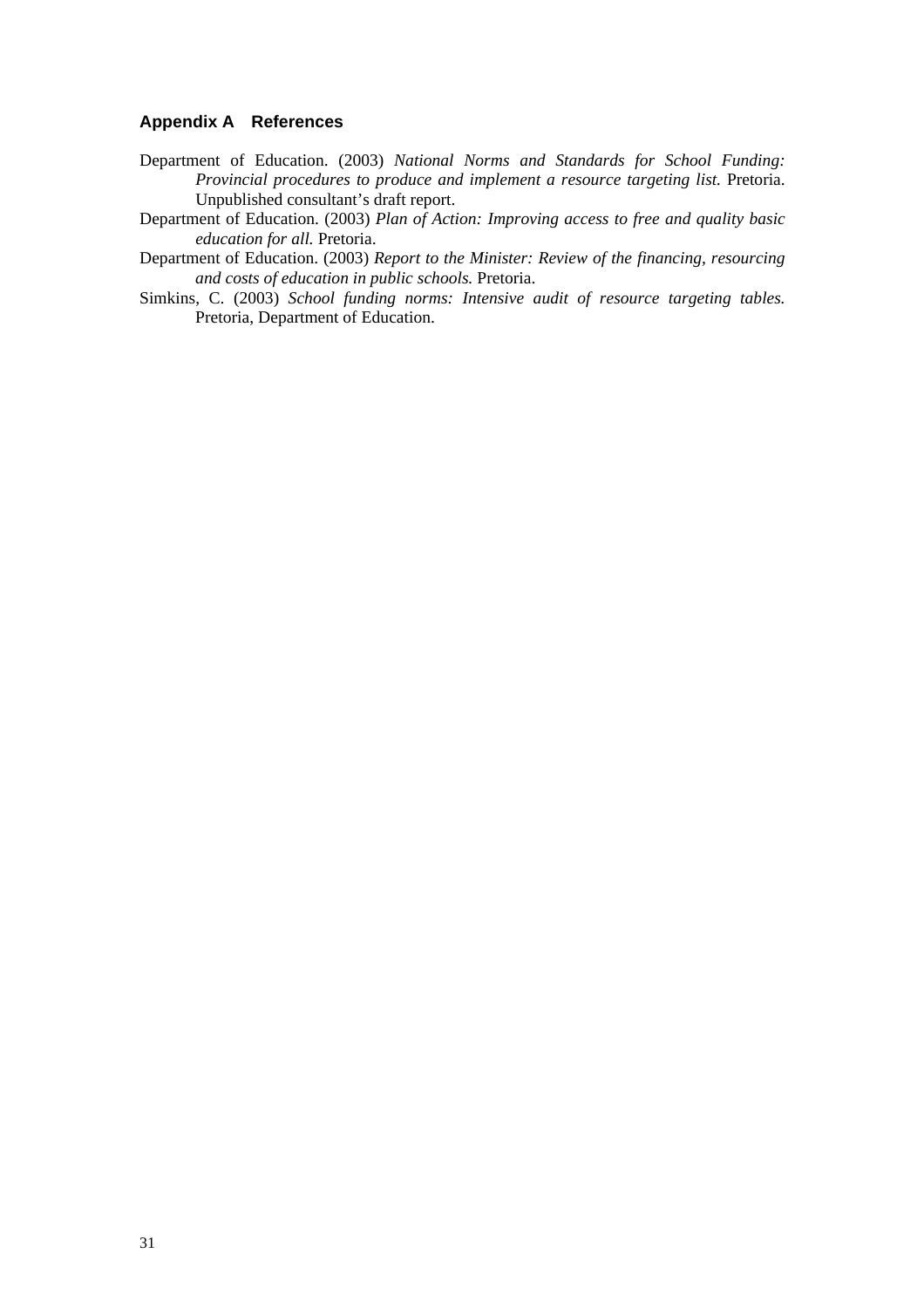## Appendix A References

Department of Education. (2003) *National Norms and Standards for School Funding: Provincial procedures to produce and implement a resource targeting list.* Pretoria. Unpublished consultant's draft report.

Department of Education. (2003) *Plan of Action: Improving access to free and quality basic education for all.* Pretoria.

Department of Education. (2003) *Report to the Minister: Review of the financing, resourcing and costs of education in public schools.* Pretoria.

Simkins, C. (2003) *School funding norms: Intensive audit of resource targeting tables.* Pretoria, Department of Education.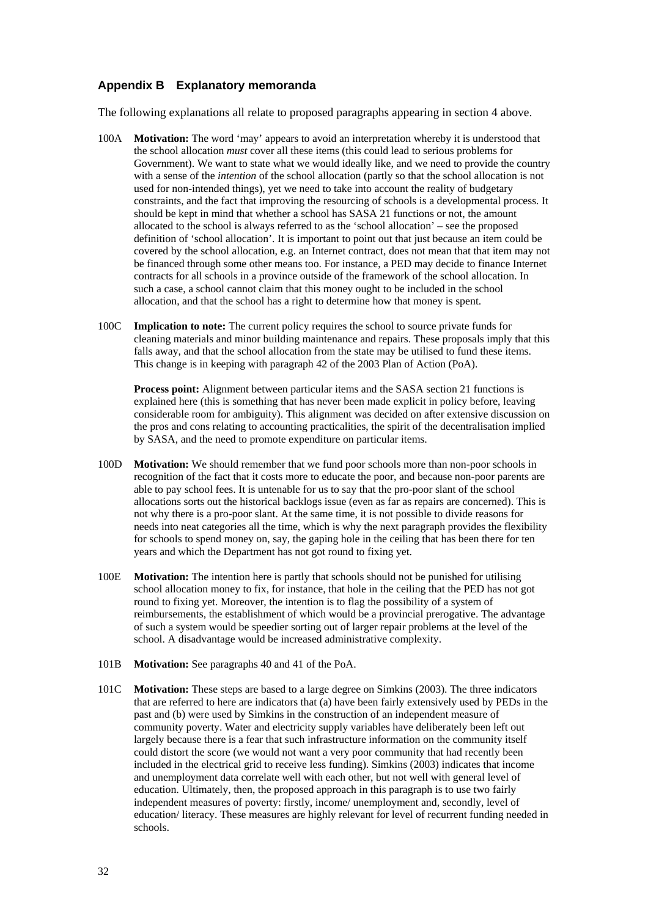## Appendix B Explanatory memoranda

The following explanations all relate to proposed paragraphs appearing in section 4 above.

100A **Motivation:** The word 'may' appears to avoid an interpretation whereby it is understood that the school allocation *must* cover all these items (this could lead to serious problems for Government). We want to state what we would ideally like, and we need to provide the country with a sense of the *intention* of the school allocation (partly so that the school allocation is not used for non-intended things), yet we need to take into account the reality of budgetary constraints, and the fact that improving the resourcing of schools is a developmental process. It should be kept in mind that whether a school has SASA 21 functions or not, the amount allocated to the school is always referred to as the 'school allocation' – see the proposed definition of 'school allocation'. It is important to point out that just because an item could be covered by the school allocation, e.g. an Internet contract, does not mean that that item may not be financed through some other means too. For instance, a PED may decide to finance Internet contracts for all schools in a province outside of the framework of the school allocation. In such a case, a school cannot claim that this money ought to be included in the school allocation, and that the school has a right to determine how that money is spent.

100C **Implication to note:** The current policy requires the school to source private funds for cleaning materials and minor building maintenance and repairs. These proposals imply that this falls away, and that the school allocation from the state may be utilised to fund these items. This change is in keeping with paragraph 42 of the 2003 Plan of Action (PoA).

**Process point:** Alignment between particular items and the SASA section 21 functions is explained here (this is something that has never been made explicit in policy before, leaving considerable room for ambiguity). This alignment was decided on after extensive discussion on the pros and cons relating to accounting practicalities, the spirit of the decentralisation implied by SASA, and the need to promote expenditure on particular items.

100D **Motivation:** We should remember that we fund poor schools more than non-poor schools in recognition of the fact that it costs more to educate the poor, and because non-poor parents are able to pay school fees. It is untenable for us to say that the pro-poor slant of the school allocations sorts out the historical backlogs issue (even as far as repairs are concerned). This is not why there is a pro-poor slant. At the same time, it is not possible to divide reasons for needs into neat categories all the time, which is why the next paragraph provides the flexibility for schools to spend money on, say, the gaping hole in the ceiling that has been there for ten years and which the Department has not got round to fixing yet.

100E **Motivation:** The intention here is partly that schools should not be punished for utilising school allocation money to fix, for instance, that hole in the ceiling that the PED has not got round to fixing yet. Moreover, the intention is to flag the possibility of a system of reimbursements, the establishment of which would be a provincial prerogative. The advantage of such a system would be speedier sorting out of larger repair problems at the level of the school. A disadvantage would be increased administrative complexity.

101B **Motivation:** See paragraphs 40 and 41 of the PoA.

101C **Motivation:** These steps are based to a large degree on Simkins (2003). The three indicators that are referred to here are indicators that (a) have been fairly extensively used by PEDs in the past and (b) were used by Simkins in the construction of an independent measure of community poverty. Water and electricity supply variables have deliberately been left out largely because there is a fear that such infrastructure information on the community itself could distort the score (we would not want a very poor community that had recently been included in the electrical grid to receive less funding). Simkins (2003) indicates that income and unemployment data correlate well with each other, but not well with general level of education. Ultimately, then, the proposed approach in this paragraph is to use two fairly independent measures of poverty: firstly, income/ unemployment and, secondly, level of education/ literacy. These measures are highly relevant for level of recurrent funding needed in schools.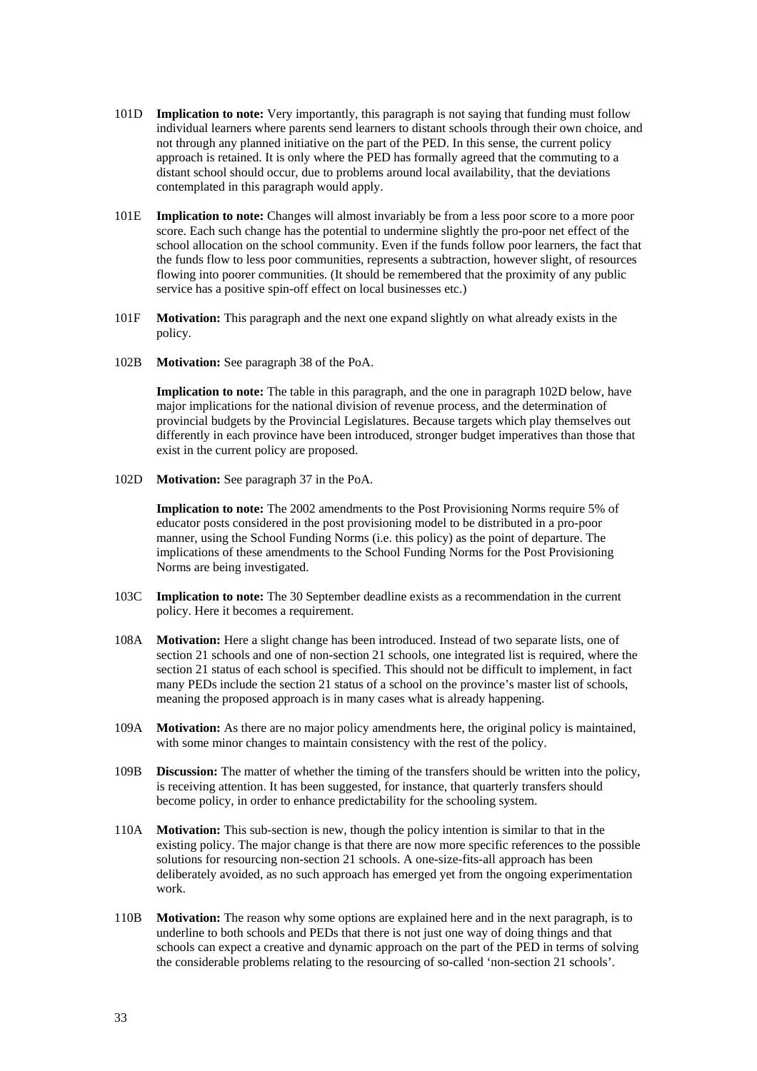101D **Implication to note:** Very importantly, this paragraph is not saying that funding must follow individual learners where parents send learners to distant schools through their own choice, and not through any planned initiative on the part of the PED. In this sense, the current policy approach is retained. It is only where the PED has formally agreed that the commuting to a distant school should occur, due to problems around local availability, that the deviations contemplated in this paragraph would apply.

101E **Implication to note:** Changes will almost invariably be from a less poor score to a more poor score. Each such change has the potential to undermine slightly the pro-poor net effect of the school allocation on the school community. Even if the funds follow poor learners, the fact that the funds flow to less poor communities, represents a subtraction, however slight, of resources flowing into poorer communities. (It should be remembered that the proximity of any public service has a positive spin-off effect on local businesses etc.)

101F **Motivation:** This paragraph and the next one expand slightly on what already exists in the policy.

102B **Motivation:** See paragraph 38 of the PoA.

**Implication to note:** The table in this paragraph, and the one in paragraph 102D below, have major implications for the national division of revenue process, and the determination of provincial budgets by the Provincial Legislatures. Because targets which play themselves out differently in each province have been introduced, stronger budget imperatives than those that exist in the current policy are proposed.

102D **Motivation:** See paragraph 37 in the PoA.

**Implication to note:** The 2002 amendments to the Post Provisioning Norms require 5% of educator posts considered in the post provisioning model to be distributed in a pro-poor manner, using the School Funding Norms (i.e. this policy) as the point of departure. The implications of these amendments to the School Funding Norms for the Post Provisioning Norms are being investigated.

103C **Implication to note:** The 30 September deadline exists as a recommendation in the current policy. Here it becomes a requirement.

108A **Motivation:** Here a slight change has been introduced. Instead of two separate lists, one of section 21 schools and one of non-section 21 schools, one integrated list is required, where the section 21 status of each school is specified. This should not be difficult to implement, in fact many PEDs include the section 21 status of a school on the province's master list of schools, meaning the proposed approach is in many cases what is already happening.

109A **Motivation:** As there are no major policy amendments here, the original policy is maintained, with some minor changes to maintain consistency with the rest of the policy.

109B **Discussion:** The matter of whether the timing of the transfers should be written into the policy, is receiving attention. It has been suggested, for instance, that quarterly transfers should become policy, in order to enhance predictability for the schooling system.

110A **Motivation:** This sub-section is new, though the policy intention is similar to that in the existing policy. The major change is that there are now more specific references to the possible solutions for resourcing non-section 21 schools. A one-size-fits-all approach has been deliberately avoided, as no such approach has emerged yet from the ongoing experimentation work.

110B **Motivation:** The reason why some options are explained here and in the next paragraph, is to underline to both schools and PEDs that there is not just one way of doing things and that schools can expect a creative and dynamic approach on the part of the PED in terms of solving the considerable problems relating to the resourcing of so-called 'non-section 21 schools'.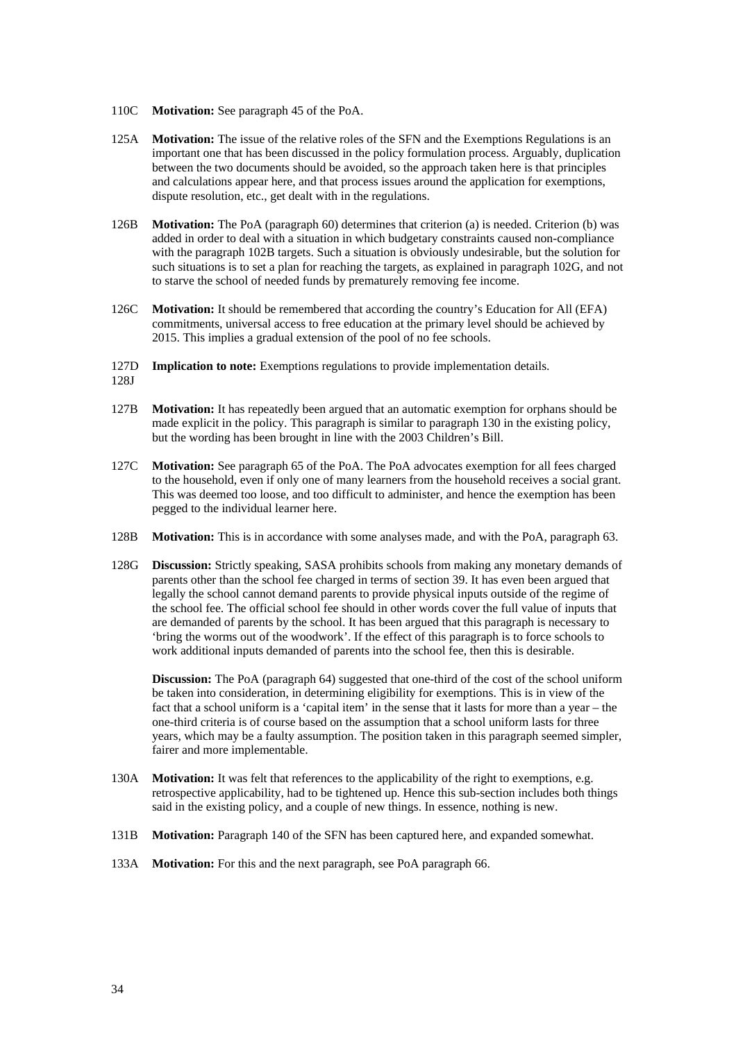110C **Motivation:** See paragraph 45 of the PoA.

125A **Motivation:** The issue of the relative roles of the SFN and the Exemptions Regulations is an important one that has been discussed in the policy formulation process. Arguably, duplication between the two documents should be avoided, so the approach taken here is that principles and calculations appear here, and that process issues around the application for exemptions, dispute resolution, etc., get dealt with in the regulations.

126B **Motivation:** The PoA (paragraph 60) determines that criterion (a) is needed. Criterion (b) was added in order to deal with a situation in which budgetary constraints caused non-compliance with the paragraph 102B targets. Such a situation is obviously undesirable, but the solution for such situations is to set a plan for reaching the targets, as explained in paragraph 102G, and not to starve the school of needed funds by prematurely removing fee income.

126C **Motivation:** It should be remembered that according the country's Education for All (EFA) commitments, universal access to free education at the primary level should be achieved by 2015. This implies a gradual extension of the pool of no fee schools.

127D **Implication to note:** Exemptions regulations to provide implementation details.
128J

127B **Motivation:** It has repeatedly been argued that an automatic exemption for orphans should be made explicit in the policy. This paragraph is similar to paragraph 130 in the existing policy, but the wording has been brought in line with the 2003 Children's Bill.

127C **Motivation:** See paragraph 65 of the PoA. The PoA advocates exemption for all fees charged to the household, even if only one of many learners from the household receives a social grant. This was deemed too loose, and too difficult to administer, and hence the exemption has been pegged to the individual learner here.

128B **Motivation:** This is in accordance with some analyses made, and with the PoA, paragraph 63.

128G **Discussion:** Strictly speaking, SASA prohibits schools from making any monetary demands of parents other than the school fee charged in terms of section 39. It has even been argued that legally the school cannot demand parents to provide physical inputs outside of the regime of the school fee. The official school fee should in other words cover the full value of inputs that are demanded of parents by the school. It has been argued that this paragraph is necessary to 'bring the worms out of the woodwork'. If the effect of this paragraph is to force schools to work additional inputs demanded of parents into the school fee, then this is desirable.

**Discussion:** The PoA (paragraph 64) suggested that one-third of the cost of the school uniform be taken into consideration, in determining eligibility for exemptions. This is in view of the fact that a school uniform is a 'capital item' in the sense that it lasts for more than a year – the one-third criteria is of course based on the assumption that a school uniform lasts for three years, which may be a faulty assumption. The position taken in this paragraph seemed simpler, fairer and more implementable.

130A **Motivation:** It was felt that references to the applicability of the right to exemptions, e.g. retrospective applicability, had to be tightened up. Hence this sub-section includes both things said in the existing policy, and a couple of new things. In essence, nothing is new.

131B **Motivation:** Paragraph 140 of the SFN has been captured here, and expanded somewhat.

133A **Motivation:** For this and the next paragraph, see PoA paragraph 66.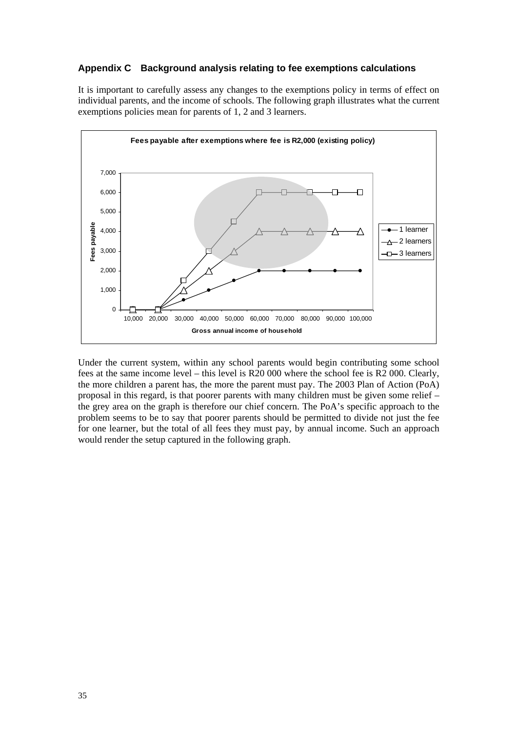## Appendix C Background analysis relating to fee exemptions calculations

It is important to carefully assess any changes to the exemptions policy in terms of effect on individual parents, and the income of schools. The following graph illustrates what the current exemptions policies mean for parents of 1, 2 and 3 learners.

Under the current system, within any school parents would begin contributing some school fees at the same income level – this level is R20 000 where the school fee is R2 000. Clearly, the more children a parent has, the more the parent must pay. The 2003 Plan of Action (PoA) proposal in this regard, is that poorer parents with many children must be given some relief – the grey area on the graph is therefore our chief concern. The PoA's specific approach to the problem seems to be to say that poorer parents should be permitted to divide not just the fee for one learner, but the total of all fees they must pay, by annual income. Such an approach would render the setup captured in the following graph.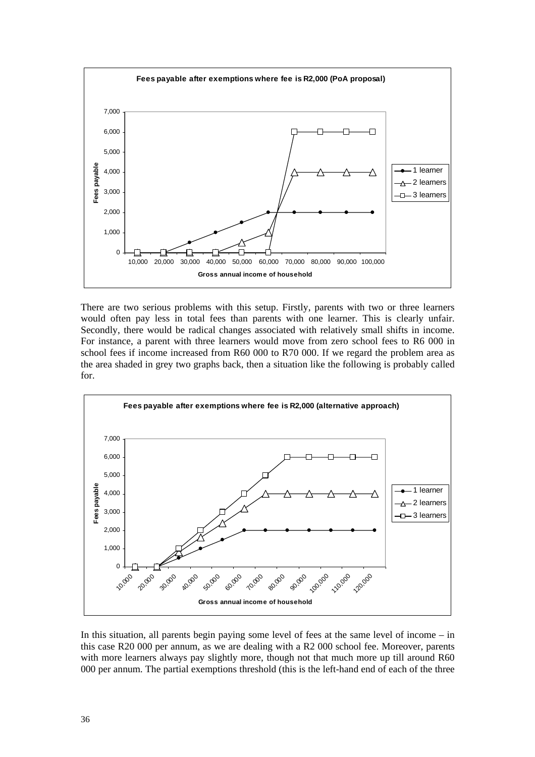There are two serious problems with this setup. Firstly, parents with two or three learners would often pay less in total fees than parents with one learner. This is clearly unfair. Secondly, there would be radical changes associated with relatively small shifts in income. For instance, a parent with three learners would move from zero school fees to R6 000 in school fees if income increased from R60 000 to R70 000. If we regard the problem area as the area shaded in grey two graphs back, then a situation like the following is probably called for.

In this situation, all parents begin paying some level of fees at the same level of income – in this case R20 000 per annum, as we are dealing with a R2 000 school fee. Moreover, parents with more learners always pay slightly more, though not that much more up till around R60 000 per annum. The partial exemptions threshold (this is the left-hand end of each of the three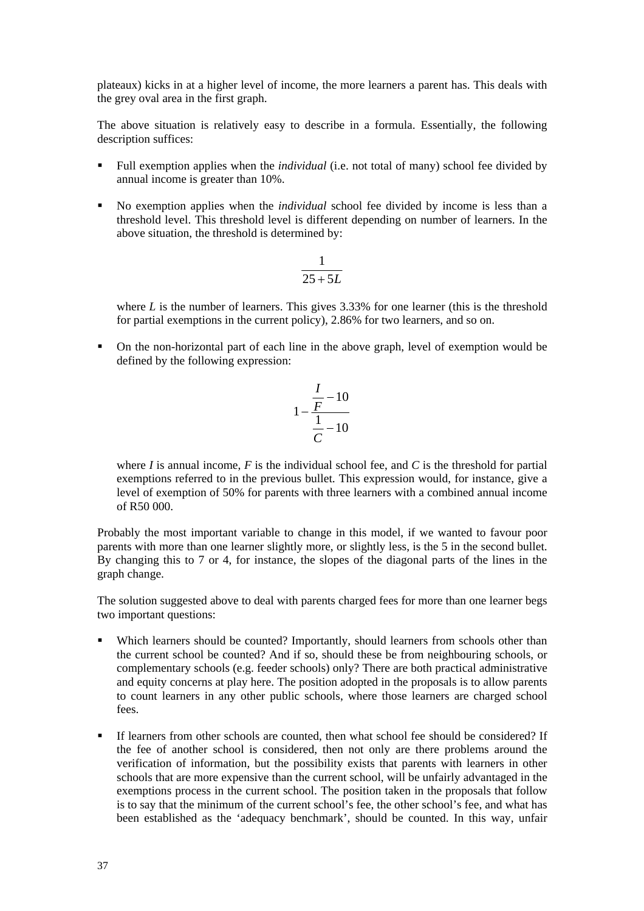plateaux) kicks in at a higher level of income, the more learners a parent has. This deals with the grey oval area in the first graph.

The above situation is relatively easy to describe in a formula. Essentially, the following description suffices:

- Full exemption applies when the *individual* (i.e. not total of many) school fee divided by annual income is greater than 10%.
- No exemption applies when the *individual* school fee divided by income is less than a threshold level. This threshold level is different depending on number of learners. In the above situation, the threshold is determined by:

  $$\frac{1}{25+5L}$$

  where $L$ is the number of learners. This gives 3.33% for one learner (this is the threshold for partial exemptions in the current policy), 2.86% for two learners, and so on.

- On the non-horizontal part of each line in the above graph, level of exemption would be defined by the following expression:

  $$1-\frac{\frac{I}{F}-10}{\frac{1}{C}-10}$$

  where $I$ is annual income, $F$ is the individual school fee, and $C$ is the threshold for partial exemptions referred to in the previous bullet. This expression would, for instance, give a level of exemption of 50% for parents with three learners with a combined annual income of R50 000.

Probably the most important variable to change in this model, if we wanted to favour poor parents with more than one learner slightly more, or slightly less, is the 5 in the second bullet. By changing this to 7 or 4, for instance, the slopes of the diagonal parts of the lines in the graph change.

The solution suggested above to deal with parents charged fees for more than one learner begs two important questions:

- Which learners should be counted? Importantly, should learners from schools other than the current school be counted? And if so, should these be from neighbouring schools, or complementary schools (e.g. feeder schools) only? There are both practical administrative and equity concerns at play here. The position adopted in the proposals is to allow parents to count learners in any other public schools, where those learners are charged school fees.
- If learners from other schools are counted, then what school fee should be considered? If the fee of another school is considered, then not only are there problems around the verification of information, but the possibility exists that parents with learners in other schools that are more expensive than the current school, will be unfairly advantaged in the exemptions process in the current school. The position taken in the proposals that follow is to say that the minimum of the current school's fee, the other school's fee, and what has been established as the 'adequacy benchmark', should be counted. In this way, unfair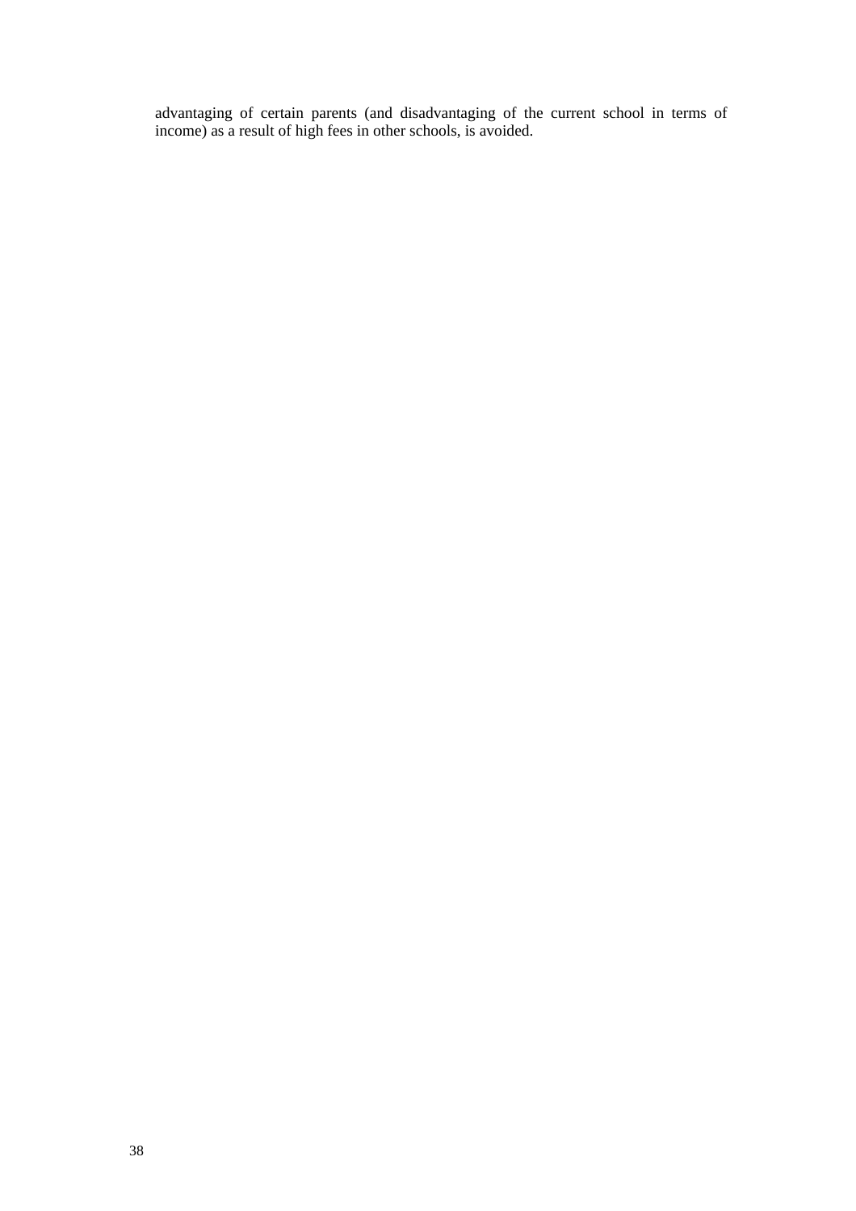advantaging of certain parents (and disadvantaging of the current school in terms of income) as a result of high fees in other schools, is avoided.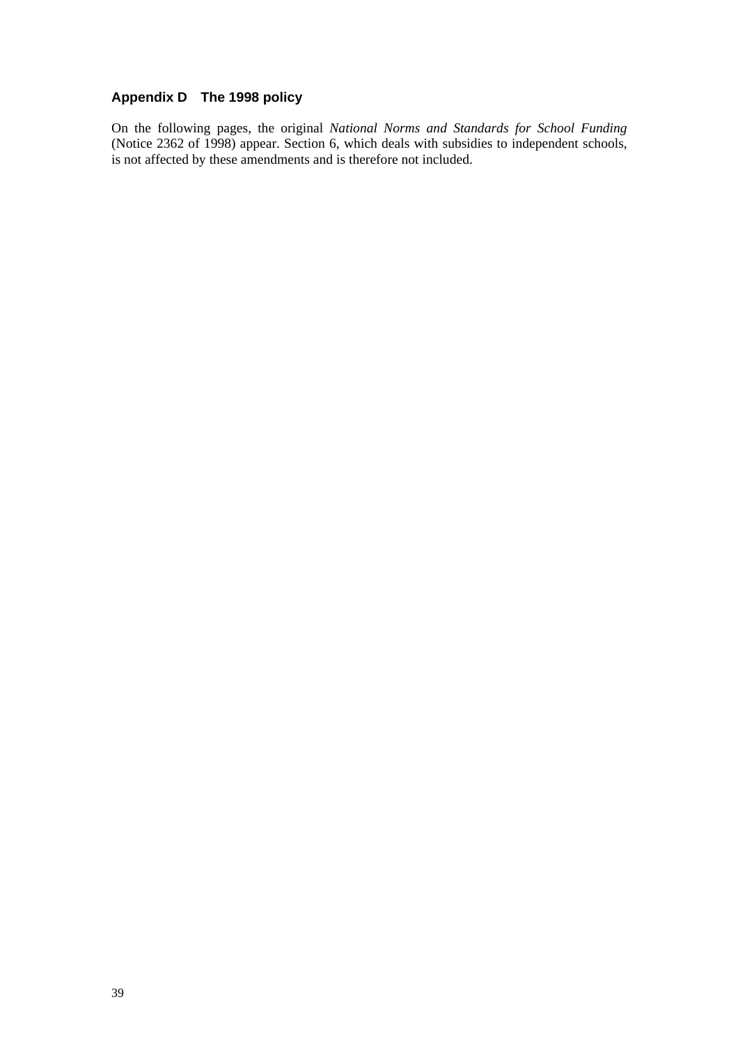## Appendix D The 1998 policy

On the following pages, the original *National Norms and Standards for School Funding* (Notice 2362 of 1998) appear. Section 6, which deals with subsidies to independent schools, is not affected by these amendments and is therefore not included.